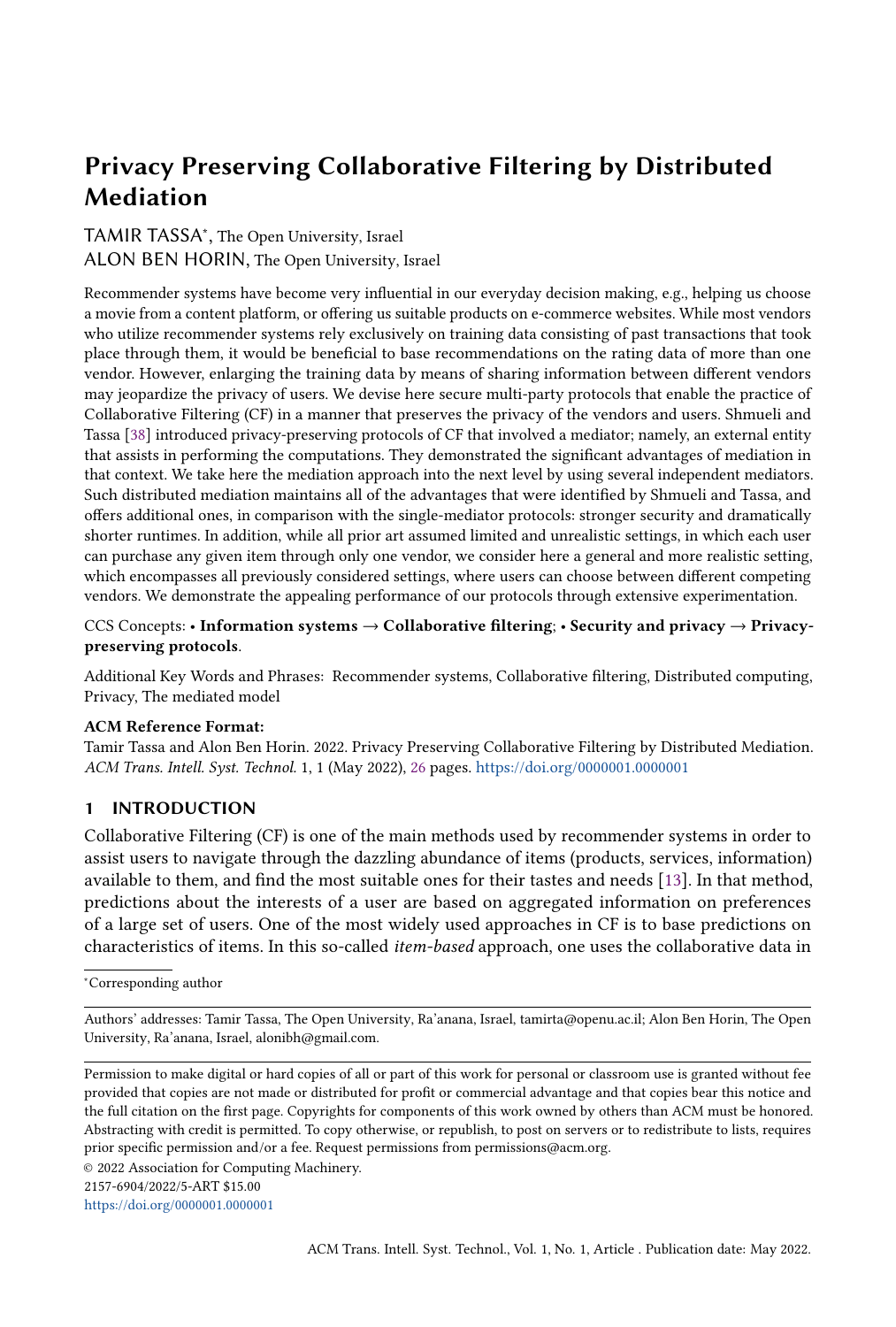# Privacy Preserving Collaborative Filtering by Distributed Mediation

TAMIR TASSA*, The Open University, Israel

ALON BEN HORIN, The Open University, Israel

Recommender systems have become very influential in our everyday decision making, e.g., helping us choose a movie from a content platform, or offering us suitable products on e-commerce websites. While most vendors who utilize recommender systems rely exclusively on training data consisting of past transactions that took place through them, it would be beneficial to base recommendations on the rating data of more than one vendor. However, enlarging the training data by means of sharing information between different vendors may jeopardize the privacy of users. We devise here secure multi-party protocols that enable the practice of Collaborative Filtering (CF) in a manner that preserves the privacy of the vendors and users. Shmueli and Tassa [38] introduced privacy-preserving protocols of CF that involved a mediator; namely, an external entity that assists in performing the computations. They demonstrated the significant advantages of mediation in that context. We take here the mediation approach into the next level by using several independent mediators. Such distributed mediation maintains all of the advantages that were identified by Shmueli and Tassa, and offers additional ones, in comparison with the single-mediator protocols: stronger security and dramatically shorter runtimes. In addition, while all prior art assumed limited and unrealistic settings, in which each user can purchase any given item through only one vendor, we consider here a general and more realistic setting, which encompasses all previously considered settings, where users can choose between different competing vendors. We demonstrate the appealing performance of our protocols through extensive experimentation.

CCS Concepts: • **Information systems → Collaborative filtering**; • **Security and privacy → Privacy-preserving protocols**.

Additional Key Words and Phrases: Recommender systems, Collaborative filtering, Distributed computing, Privacy, The mediated model

**ACM Reference Format:**

Tamir Tassa and Alon Ben Horin. 2022. Privacy Preserving Collaborative Filtering by Distributed Mediation. *ACM Trans. Intell. Syst. Technol.* 1, 1 (May 2022), 26 pages. https://doi.org/0000001.0000001

## 1 INTRODUCTION

Collaborative Filtering (CF) is one of the main methods used by recommender systems in order to assist users to navigate through the dazzling abundance of items (products, services, information) available to them, and find the most suitable ones for their tastes and needs [13]. In that method, predictions about the interests of a user are based on aggregated information on preferences of a large set of users. One of the most widely used approaches in CF is to base predictions on characteristics of items. In this so-called *item-based* approach, one uses the collaborative data in

*Corresponding author

Authors' addresses: Tamir Tassa, The Open University, Ra'anana, Israel, tamirta@openu.ac.il; Alon Ben Horin, The Open University, Ra'anana, Israel, alonibh@gmail.com.

Permission to make digital or hard copies of all or part of this work for personal or classroom use is granted without fee provided that copies are not made or distributed for profit or commercial advantage and that copies bear this notice and the full citation on the first page. Copyrights for components of this work owned by others than ACM must be honored. Abstracting with credit is permitted. To copy otherwise, or republish, to post on servers or to redistribute to lists, requires prior specific permission and/or a fee. Request permissions from permissions@acm.org.

© 2022 Association for Computing Machinery.

2157-6904/2022/5-ART $15.00

https://doi.org/0000001.0000001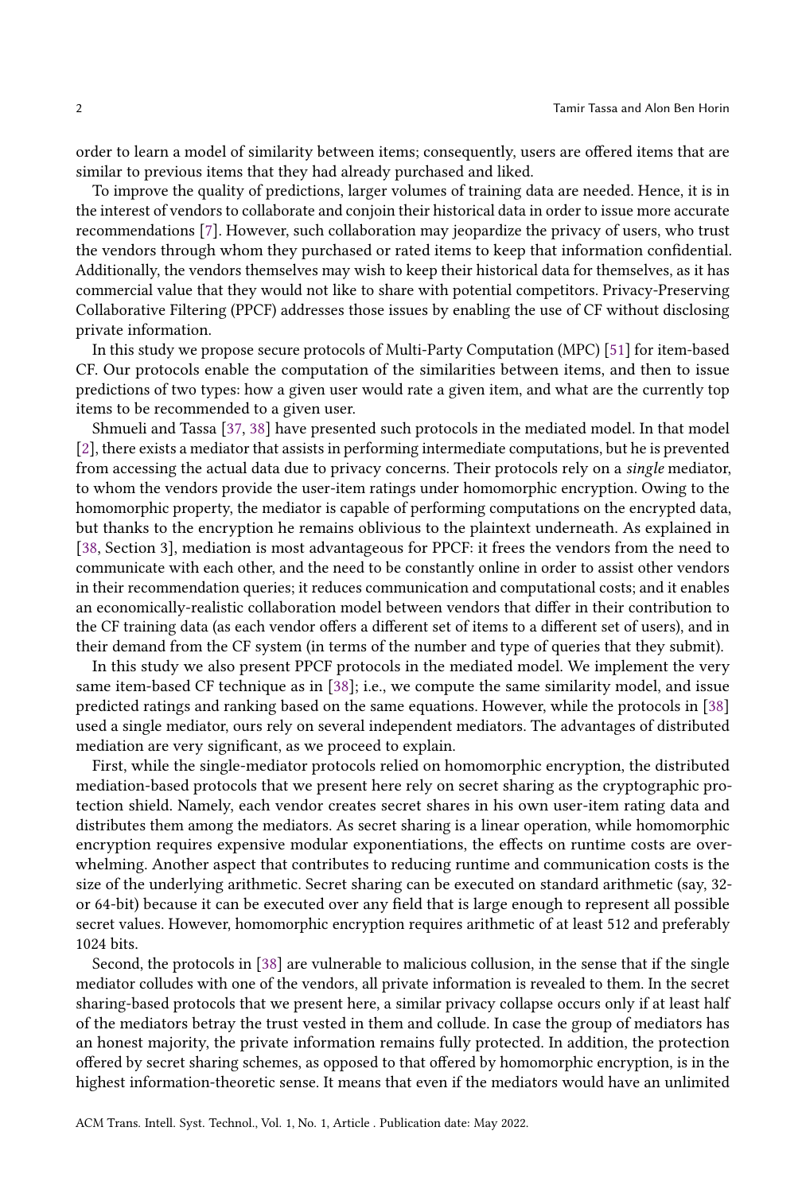order to learn a model of similarity between items; consequently, users are offered items that are similar to previous items that they had already purchased and liked.

To improve the quality of predictions, larger volumes of training data are needed. Hence, it is in the interest of vendors to collaborate and conjoin their historical data in order to issue more accurate recommendations [7]. However, such collaboration may jeopardize the privacy of users, who trust the vendors through whom they purchased or rated items to keep that information confidential. Additionally, the vendors themselves may wish to keep their historical data for themselves, as it has commercial value that they would not like to share with potential competitors. Privacy-Preserving Collaborative Filtering (PPCF) addresses those issues by enabling the use of CF without disclosing private information.

In this study we propose secure protocols of Multi-Party Computation (MPC) [51] for item-based CF. Our protocols enable the computation of the similarities between items, and then to issue predictions of two types: how a given user would rate a given item, and what are the currently top items to be recommended to a given user.

Shmueli and Tassa [37, 38] have presented such protocols in the mediated model. In that model [2], there exists a mediator that assists in performing intermediate computations, but he is prevented from accessing the actual data due to privacy concerns. Their protocols rely on a *single* mediator, to whom the vendors provide the user-item ratings under homomorphic encryption. Owing to the homomorphic property, the mediator is capable of performing computations on the encrypted data, but thanks to the encryption he remains oblivious to the plaintext underneath. As explained in [38, Section 3], mediation is most advantageous for PPCF: it frees the vendors from the need to communicate with each other, and the need to be constantly online in order to assist other vendors in their recommendation queries; it reduces communication and computational costs; and it enables an economically-realistic collaboration model between vendors that differ in their contribution to the CF training data (as each vendor offers a different set of items to a different set of users), and in their demand from the CF system (in terms of the number and type of queries that they submit).

In this study we also present PPCF protocols in the mediated model. We implement the very same item-based CF technique as in [38]; i.e., we compute the same similarity model, and issue predicted ratings and ranking based on the same equations. However, while the protocols in [38] used a single mediator, ours rely on several independent mediators. The advantages of distributed mediation are very significant, as we proceed to explain.

First, while the single-mediator protocols relied on homomorphic encryption, the distributed mediation-based protocols that we present here rely on secret sharing as the cryptographic protection shield. Namely, each vendor creates secret shares in his own user-item rating data and distributes them among the mediators. As secret sharing is a linear operation, while homomorphic encryption requires expensive modular exponentiations, the effects on runtime costs are overwhelming. Another aspect that contributes to reducing runtime and communication costs is the size of the underlying arithmetic. Secret sharing can be executed on standard arithmetic (say, 32- or 64-bit) because it can be executed over any field that is large enough to represent all possible secret values. However, homomorphic encryption requires arithmetic of at least 512 and preferably 1024 bits.

Second, the protocols in [38] are vulnerable to malicious collusion, in the sense that if the single mediator colludes with one of the vendors, all private information is revealed to them. In the secret sharing-based protocols that we present here, a similar privacy collapse occurs only if at least half of the mediators betray the trust vested in them and collude. In case the group of mediators has an honest majority, the private information remains fully protected. In addition, the protection offered by secret sharing schemes, as opposed to that offered by homomorphic encryption, is in the highest information-theoretic sense. It means that even if the mediators would have an unlimited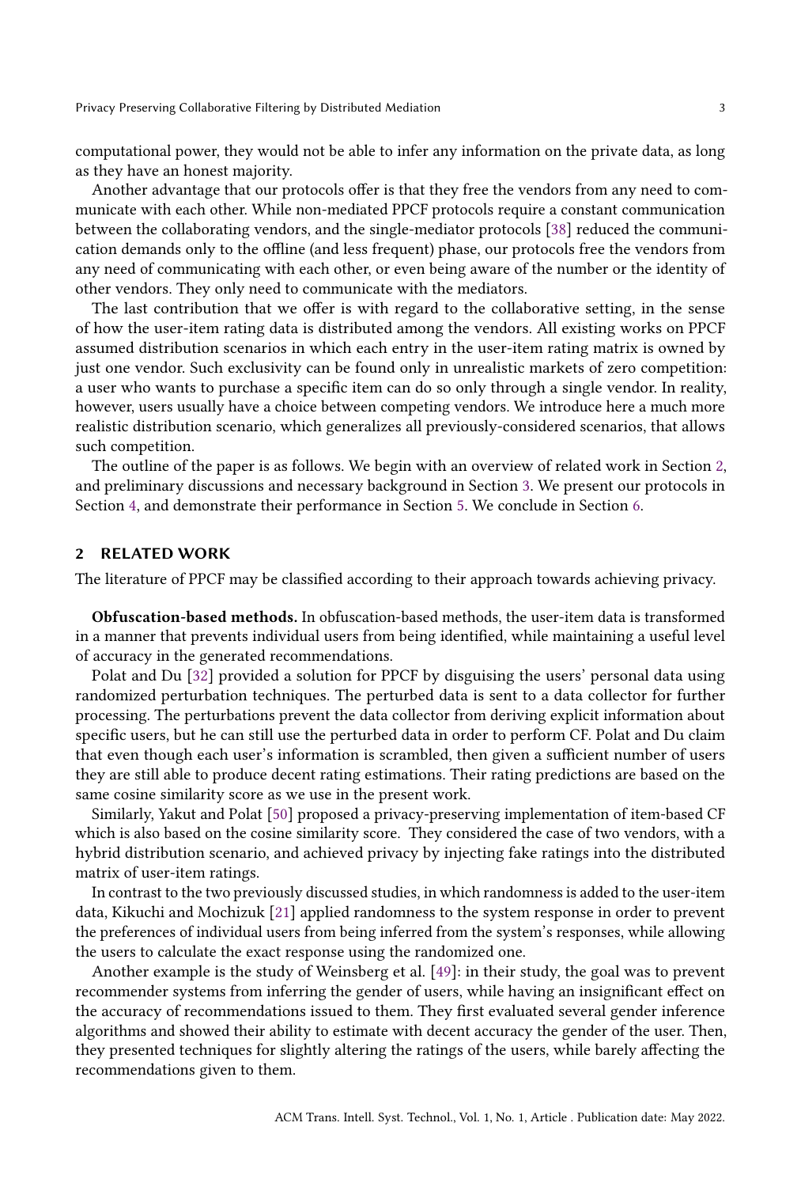computational power, they would not be able to infer any information on the private data, as long as they have an honest majority.

Another advantage that our protocols offer is that they free the vendors from any need to communicate with each other. While non-mediated PPCF protocols require a constant communication between the collaborating vendors, and the single-mediator protocols [38] reduced the communication demands only to the offline (and less frequent) phase, our protocols free the vendors from any need of communicating with each other, or even being aware of the number or the identity of other vendors. They only need to communicate with the mediators.

The last contribution that we offer is with regard to the collaborative setting, in the sense of how the user-item rating data is distributed among the vendors. All existing works on PPCF assumed distribution scenarios in which each entry in the user-item rating matrix is owned by just one vendor. Such exclusivity can be found only in unrealistic markets of zero competition: a user who wants to purchase a specific item can do so only through a single vendor. In reality, however, users usually have a choice between competing vendors. We introduce here a much more realistic distribution scenario, which generalizes all previously-considered scenarios, that allows such competition.

The outline of the paper is as follows. We begin with an overview of related work in Section 2, and preliminary discussions and necessary background in Section 3. We present our protocols in Section 4, and demonstrate their performance in Section 5. We conclude in Section 6.

## 2 RELATED WORK

The literature of PPCF may be classified according to their approach towards achieving privacy.

**Obfuscation-based methods.** In obfuscation-based methods, the user-item data is transformed in a manner that prevents individual users from being identified, while maintaining a useful level of accuracy in the generated recommendations.

Polat and Du [32] provided a solution for PPCF by disguising the users' personal data using randomized perturbation techniques. The perturbed data is sent to a data collector for further processing. The perturbations prevent the data collector from deriving explicit information about specific users, but he can still use the perturbed data in order to perform CF. Polat and Du claim that even though each user's information is scrambled, then given a sufficient number of users they are still able to produce decent rating estimations. Their rating predictions are based on the same cosine similarity score as we use in the present work.

Similarly, Yakut and Polat [50] proposed a privacy-preserving implementation of item-based CF which is also based on the cosine similarity score. They considered the case of two vendors, with a hybrid distribution scenario, and achieved privacy by injecting fake ratings into the distributed matrix of user-item ratings.

In contrast to the two previously discussed studies, in which randomness is added to the user-item data, Kikuchi and Mochizuk [21] applied randomness to the system response in order to prevent the preferences of individual users from being inferred from the system's responses, while allowing the users to calculate the exact response using the randomized one.

Another example is the study of Weinsberg et al. [49]: in their study, the goal was to prevent recommender systems from inferring the gender of users, while having an insignificant effect on the accuracy of recommendations issued to them. They first evaluated several gender inference algorithms and showed their ability to estimate with decent accuracy the gender of the user. Then, they presented techniques for slightly altering the ratings of the users, while barely affecting the recommendations given to them.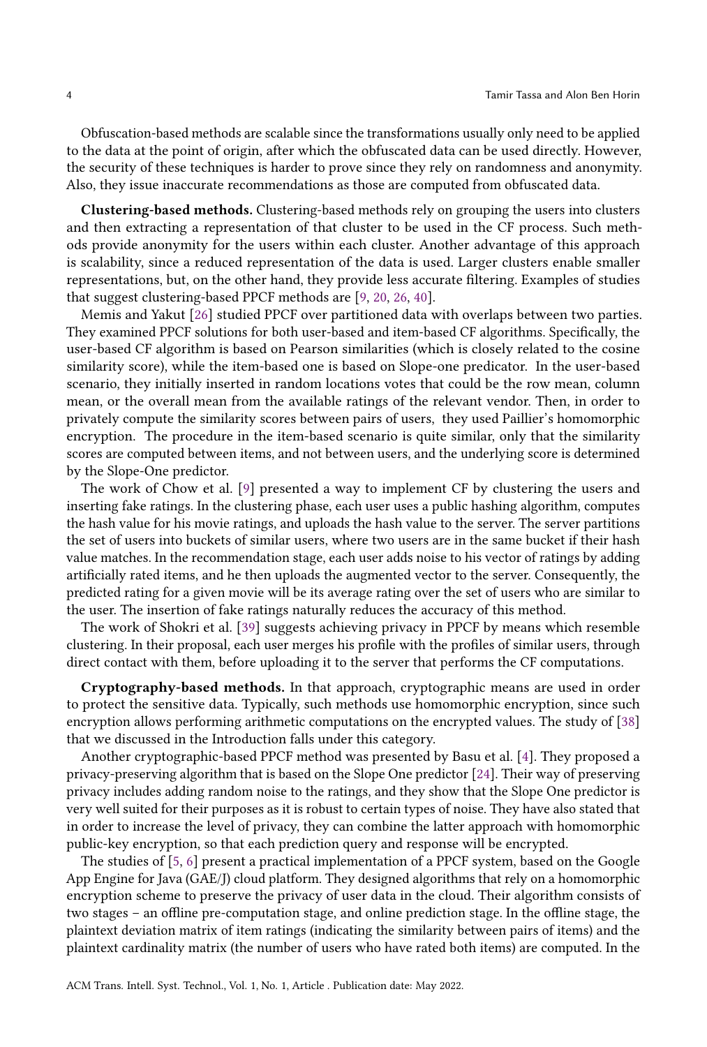Obfuscation-based methods are scalable since the transformations usually only need to be applied to the data at the point of origin, after which the obfuscated data can be used directly. However, the security of these techniques is harder to prove since they rely on randomness and anonymity. Also, they issue inaccurate recommendations as those are computed from obfuscated data.

**Clustering-based methods.** Clustering-based methods rely on grouping the users into clusters and then extracting a representation of that cluster to be used in the CF process. Such methods provide anonymity for the users within each cluster. Another advantage of this approach is scalability, since a reduced representation of the data is used. Larger clusters enable smaller representations, but, on the other hand, they provide less accurate filtering. Examples of studies that suggest clustering-based PPCF methods are [9, 20, 26, 40].

Memis and Yakut [26] studied PPCF over partitioned data with overlaps between two parties. They examined PPCF solutions for both user-based and item-based CF algorithms. Specifically, the user-based CF algorithm is based on Pearson similarities (which is closely related to the cosine similarity score), while the item-based one is based on Slope-one predicator. In the user-based scenario, they initially inserted in random locations votes that could be the row mean, column mean, or the overall mean from the available ratings of the relevant vendor. Then, in order to privately compute the similarity scores between pairs of users, they used Paillier's homomorphic encryption. The procedure in the item-based scenario is quite similar, only that the similarity scores are computed between items, and not between users, and the underlying score is determined by the Slope-One predictor.

The work of Chow et al. [9] presented a way to implement CF by clustering the users and inserting fake ratings. In the clustering phase, each user uses a public hashing algorithm, computes the hash value for his movie ratings, and uploads the hash value to the server. The server partitions the set of users into buckets of similar users, where two users are in the same bucket if their hash value matches. In the recommendation stage, each user adds noise to his vector of ratings by adding artificially rated items, and he then uploads the augmented vector to the server. Consequently, the predicted rating for a given movie will be its average rating over the set of users who are similar to the user. The insertion of fake ratings naturally reduces the accuracy of this method.

The work of Shokri et al. [39] suggests achieving privacy in PPCF by means which resemble clustering. In their proposal, each user merges his profile with the profiles of similar users, through direct contact with them, before uploading it to the server that performs the CF computations.

**Cryptography-based methods.** In that approach, cryptographic means are used in order to protect the sensitive data. Typically, such methods use homomorphic encryption, since such encryption allows performing arithmetic computations on the encrypted values. The study of [38] that we discussed in the Introduction falls under this category.

Another cryptographic-based PPCF method was presented by Basu et al. [4]. They proposed a privacy-preserving algorithm that is based on the Slope One predictor [24]. Their way of preserving privacy includes adding random noise to the ratings, and they show that the Slope One predictor is very well suited for their purposes as it is robust to certain types of noise. They have also stated that in order to increase the level of privacy, they can combine the latter approach with homomorphic public-key encryption, so that each prediction query and response will be encrypted.

The studies of [5, 6] present a practical implementation of a PPCF system, based on the Google App Engine for Java (GAE/J) cloud platform. They designed algorithms that rely on a homomorphic encryption scheme to preserve the privacy of user data in the cloud. Their algorithm consists of two stages – an offline pre-computation stage, and online prediction stage. In the offline stage, the plaintext deviation matrix of item ratings (indicating the similarity between pairs of items) and the plaintext cardinality matrix (the number of users who have rated both items) are computed. In the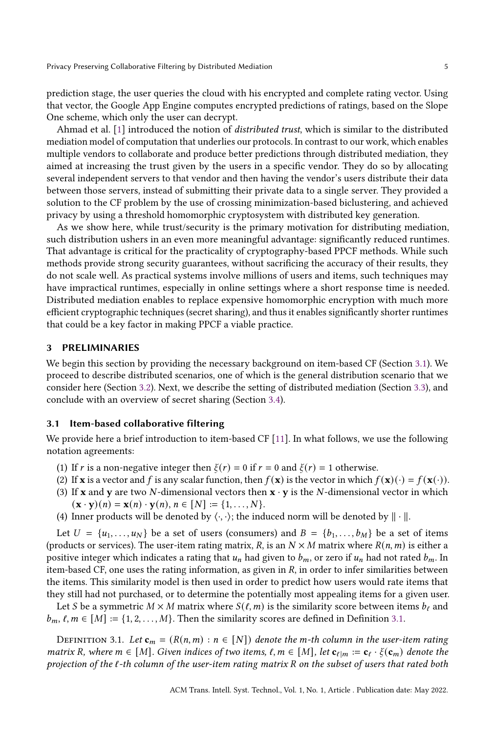prediction stage, the user queries the cloud with his encrypted and complete rating vector. Using that vector, the Google App Engine computes encrypted predictions of ratings, based on the Slope One scheme, which only the user can decrypt.

Ahmad et al. [1] introduced the notion of *distributed trust*, which is similar to the distributed mediation model of computation that underlies our protocols. In contrast to our work, which enables multiple vendors to collaborate and produce better predictions through distributed mediation, they aimed at increasing the trust given by the users in a specific vendor. They do so by allocating several independent servers to that vendor and then having the vendor's users distribute their data between those servers, instead of submitting their private data to a single server. They provided a solution to the CF problem by the use of crossing minimization-based biclustering, and achieved privacy by using a threshold homomorphic cryptosystem with distributed key generation.

As we show here, while trust/security is the primary motivation for distributing mediation, such distribution ushers in an even more meaningful advantage: significantly reduced runtimes. That advantage is critical for the practicality of cryptography-based PPCF methods. While such methods provide strong security guarantees, without sacrificing the accuracy of their results, they do not scale well. As practical systems involve millions of users and items, such techniques may have impractical runtimes, especially in online settings where a short response time is needed. Distributed mediation enables to replace expensive homomorphic encryption with much more efficient cryptographic techniques (secret sharing), and thus it enables significantly shorter runtimes that could be a key factor in making PPCF a viable practice.

## 3 PRELIMINARIES

We begin this section by providing the necessary background on item-based CF (Section 3.1). We proceed to describe distributed scenarios, one of which is the general distribution scenario that we consider here (Section 3.2). Next, we describe the setting of distributed mediation (Section 3.3), and conclude with an overview of secret sharing (Section 3.4).

### 3.1 Item-based collaborative filtering

We provide here a brief introduction to item-based CF [11]. In what follows, we use the following notation agreements:

1. If $r$ is a non-negative integer then $\xi(r) = 0$ if $r = 0$ and $\xi(r) = 1$ otherwise.
2. If $\mathbf{x}$ is a vector and $f$ is any scalar function, then $f(\mathbf{x})$ is the vector in which $f(\mathbf{x})(\cdot) = f(\mathbf{x}(\cdot))$.
3. If $\mathbf{x}$ and $\mathbf{y}$ are two $N$-dimensional vectors then $\mathbf{x} \cdot \mathbf{y}$ is the $N$-dimensional vector in which $(\mathbf{x} \cdot \mathbf{y})(n) = \mathbf{x}(n) \cdot \mathbf{y}(n)$, $n \in [N] := \{1, \ldots, N\}$.
4. Inner products will be denoted by $\langle \cdot, \cdot \rangle$; the induced norm will be denoted by $\| \cdot \|$.

Let $U = \{u_1, \ldots, u_N\}$ be a set of users (consumers) and $B = \{b_1, \ldots, b_M\}$ be a set of items (products or services). The user-item rating matrix, $R$, is an $N \times M$ matrix where $R(n, m)$ is either a positive integer which indicates a rating that $u_n$ had given to $b_m$, or zero if $u_n$ had not rated $b_m$. In item-based CF, one uses the rating information, as given in $R$, in order to infer similarities between the items. This similarity model is then used in order to predict how users would rate items that they still had not purchased, or to determine the potentially most appealing items for a given user.

Let $S$ be a symmetric $M \times M$ matrix where $S(\ell, m)$ is the similarity score between items $b_\ell$ and $b_m$, $\ell, m \in [M] := \{1, 2, \ldots, M\}$. Then the similarity scores are defined in Definition 3.1.

Definition 3.1. *Let $\mathbf{c}_m = (R(n, m) : n \in [N])$ denote the $m$-th column in the user-item rating matrix $R$, where $m \in [M]$. Given indices of two items, $\ell, m \in [M]$, let $\mathbf{c}_{\ell|m} := \mathbf{c}_\ell \cdot \xi(\mathbf{c}_m)$ denote the projection of the $\ell$-th column of the user-item rating matrix $R$ on the subset of users that rated both*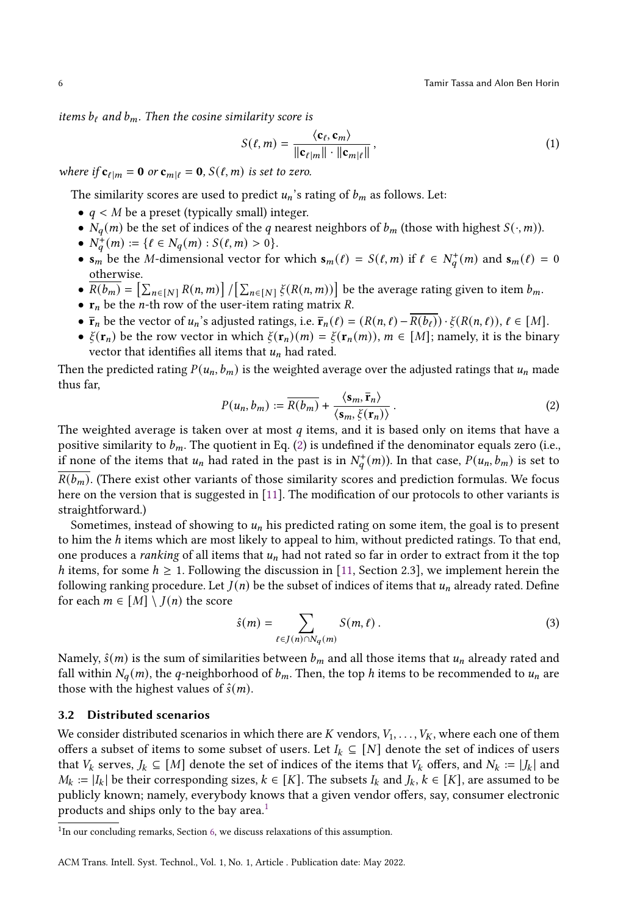*items $b_\ell$ and $b_m$. Then the cosine similarity score is*

$$S(\ell, m) = \frac{\langle \mathbf{c}_\ell, \mathbf{c}_m \rangle}{\|\mathbf{c}_{\ell|m}\| \cdot \|\mathbf{c}_{m|\ell}\|}, \tag{1}$$

*where if $\mathbf{c}_{\ell|m} = \mathbf{0}$ or $\mathbf{c}_{m|\ell} = \mathbf{0}$, $S(\ell, m)$ is set to zero.*

The similarity scores are used to predict $u_n$'s rating of $b_m$ as follows. Let:

- $q < M$ be a preset (typically small) integer.
- $N_q(m)$ be the set of indices of the $q$ nearest neighbors of $b_m$ (those with highest $S(\cdot, m)$).
- $N_q^+(m) := \{\ell \in N_q(m) : S(\ell, m) > 0\}$.
- $\mathbf{s}_m$ be the $M$-dimensional vector for which $\mathbf{s}_m(\ell) = S(\ell, m)$ if $\ell \in N_q^+(m)$ and $\mathbf{s}_m(\ell) = 0$ otherwise.
- $\overline{R(b_m)} = \left[\sum_{n \in [N]} R(n, m)\right] / \left[\sum_{n \in [N]} \xi(R(n, m))\right]$ be the average rating given to item $b_m$.
- $\mathbf{r}_n$ be the $n$-th row of the user-item rating matrix $R$.
- $\overline{\mathbf{r}}_n$ be the vector of $u_n$'s adjusted ratings, i.e. $\overline{\mathbf{r}}_n(\ell) = (R(n, \ell) - \overline{R(b_\ell)}) \cdot \xi(R(n, \ell))$, $\ell \in [M]$.
- $\xi(\mathbf{r}_n)$ be the row vector in which $\xi(\mathbf{r}_n)(m) = \xi(\mathbf{r}_n(m))$, $m \in [M]$; namely, it is the binary vector that identifies all items that $u_n$ had rated.

Then the predicted rating $P(u_n, b_m)$ is the weighted average over the adjusted ratings that $u_n$ made thus far,

$$P(u_n, b_m) := \overline{R(b_m)} + \frac{\langle \mathbf{s}_m, \overline{\mathbf{r}}_n \rangle}{\langle \mathbf{s}_m, \xi(\mathbf{r}_n) \rangle}. \tag{2}$$

The weighted average is taken over at most $q$ items, and it is based only on items that have a positive similarity to $b_m$. The quotient in Eq. (2) is undefined if the denominator equals zero (i.e., if none of the items that $u_n$ had rated in the past is in $N_q^+(m)$). In that case, $P(u_n, b_m)$ is set to $\overline{R(b_m)}$. (There exist other variants of those similarity scores and prediction formulas. We focus here on the version that is suggested in [11]. The modification of our protocols to other variants is straightforward.)

Sometimes, instead of showing to $u_n$ his predicted rating on some item, the goal is to present to him the $h$ items which are most likely to appeal to him, without predicted ratings. To that end, one produces a *ranking* of all items that $u_n$ had not rated so far in order to extract from it the top $h$ items, for some $h \geq 1$. Following the discussion in [11, Section 2.3], we implement herein the following ranking procedure. Let $J(n)$ be the subset of indices of items that $u_n$ already rated. Define for each $m \in [M] \setminus J(n)$ the score

$$\hat{s}(m) = \sum_{\ell \in J(n) \cap N_q(m)} S(m, \ell). \tag{3}$$

Namely, $\hat{s}(m)$ is the sum of similarities between $b_m$ and all those items that $u_n$ already rated and fall within $N_q(m)$, the $q$-neighborhood of $b_m$. Then, the top $h$ items to be recommended to $u_n$ are those with the highest values of $\hat{s}(m)$.

### 3.2 Distributed scenarios

We consider distributed scenarios in which there are $K$ vendors, $V_1, \ldots, V_K$, where each one of them offers a subset of items to some subset of users. Let $I_k \subseteq [N]$ denote the set of indices of users that $V_k$ serves, $J_k \subseteq [M]$ denote the set of indices of the items that $V_k$ offers, and $N_k := |J_k|$ and $M_k := |I_k|$ be their corresponding sizes, $k \in [K]$. The subsets $I_k$ and $J_k$, $k \in [K]$, are assumed to be publicly known; namely, everybody knows that a given vendor offers, say, consumer electronic products and ships only to the bay area.[1]

[1] In our concluding remarks, Section 6, we discuss relaxations of this assumption.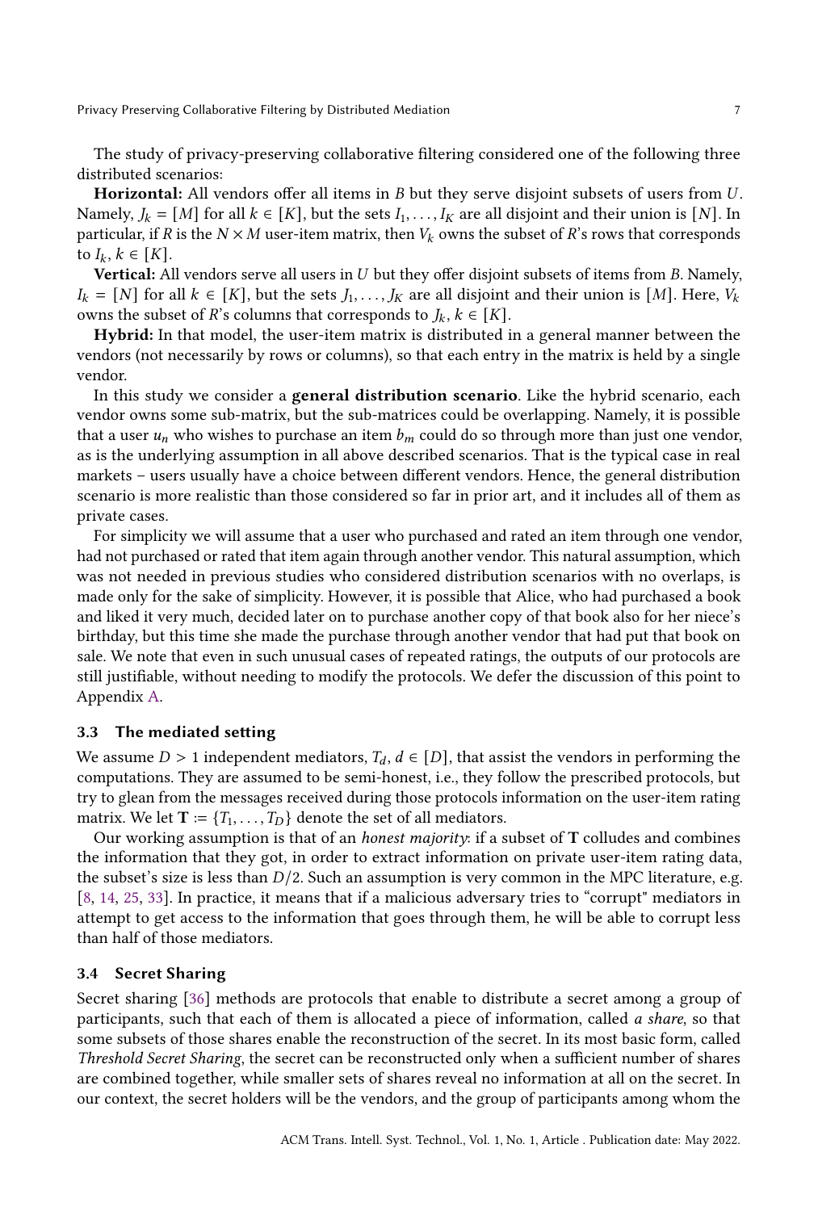The study of privacy-preserving collaborative filtering considered one of the following three distributed scenarios:

**Horizontal:** All vendors offer all items in $B$ but they serve disjoint subsets of users from $U$. Namely, $J_k = [M]$ for all $k \in [K]$, but the sets $I_1, \ldots, I_K$ are all disjoint and their union is $[N]$. In particular, if $R$ is the $N \times M$ user-item matrix, then $V_k$ owns the subset of $R$'s rows that corresponds to $I_k$, $k \in [K]$.

**Vertical:** All vendors serve all users in $U$ but they offer disjoint subsets of items from $B$. Namely, $I_k = [N]$ for all $k \in [K]$, but the sets $J_1, \ldots, J_K$ are all disjoint and their union is $[M]$. Here, $V_k$ owns the subset of $R$'s columns that corresponds to $J_k$, $k \in [K]$.

**Hybrid:** In that model, the user-item matrix is distributed in a general manner between the vendors (not necessarily by rows or columns), so that each entry in the matrix is held by a single vendor.

In this study we consider a **general distribution scenario**. Like the hybrid scenario, each vendor owns some sub-matrix, but the sub-matrices could be overlapping. Namely, it is possible that a user $u_n$ who wishes to purchase an item $b_m$ could do so through more than just one vendor, as is the underlying assumption in all above described scenarios. That is the typical case in real markets – users usually have a choice between different vendors. Hence, the general distribution scenario is more realistic than those considered so far in prior art, and it includes all of them as private cases.

For simplicity we will assume that a user who purchased and rated an item through one vendor, had not purchased or rated that item again through another vendor. This natural assumption, which was not needed in previous studies who considered distribution scenarios with no overlaps, is made only for the sake of simplicity. However, it is possible that Alice, who had purchased a book and liked it very much, decided later on to purchase another copy of that book also for her niece's birthday, but this time she made the purchase through another vendor that had put that book on sale. We note that even in such unusual cases of repeated ratings, the outputs of our protocols are still justifiable, without needing to modify the protocols. We defer the discussion of this point to Appendix A.

### 3.3 The mediated setting

We assume $D > 1$ independent mediators, $T_d$, $d \in [D]$, that assist the vendors in performing the computations. They are assumed to be semi-honest, i.e., they follow the prescribed protocols, but try to glean from the messages received during those protocols information on the user-item rating matrix. We let $\mathbf{T} := \{T_1, \ldots, T_D\}$ denote the set of all mediators.

Our working assumption is that of an *honest majority*: if a subset of $\mathbf{T}$ colludes and combines the information that they got, in order to extract information on private user-item rating data, the subset's size is less than $D/2$. Such an assumption is very common in the MPC literature, e.g. [8, 14, 25, 33]. In practice, it means that if a malicious adversary tries to "corrupt" mediators in attempt to get access to the information that goes through them, he will be able to corrupt less than half of those mediators.

### 3.4 Secret Sharing

Secret sharing [36] methods are protocols that enable to distribute a secret among a group of participants, such that each of them is allocated a piece of information, called *a share*, so that some subsets of those shares enable the reconstruction of the secret. In its most basic form, called *Threshold Secret Sharing*, the secret can be reconstructed only when a sufficient number of shares are combined together, while smaller sets of shares reveal no information at all on the secret. In our context, the secret holders will be the vendors, and the group of participants among whom the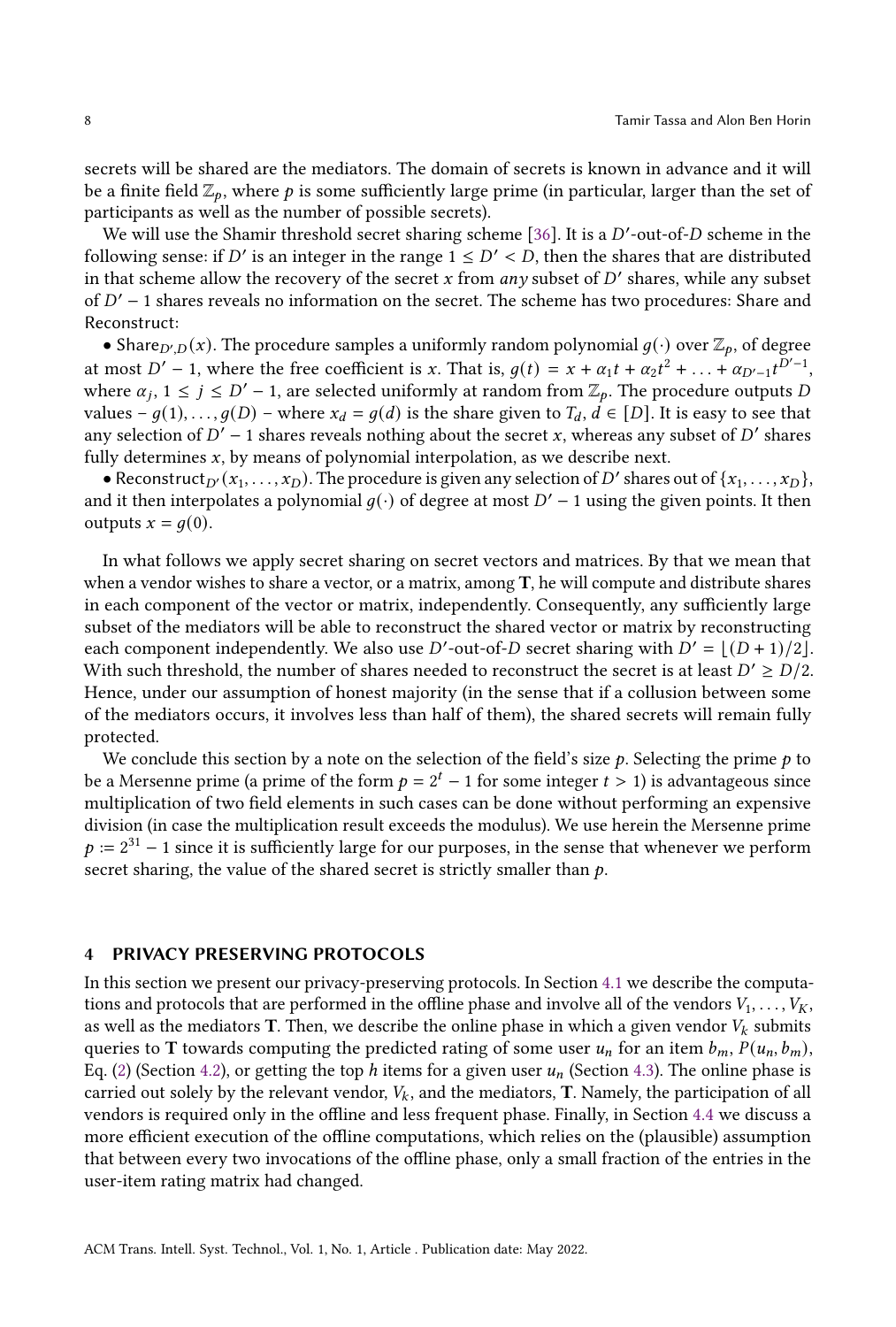secrets will be shared are the mediators. The domain of secrets is known in advance and it will be a finite field $\mathbb{Z}_p$, where $p$ is some sufficiently large prime (in particular, larger than the set of participants as well as the number of possible secrets).

We will use the Shamir threshold secret sharing scheme [36]. It is a $D'$-out-of-$D$ scheme in the following sense: if $D'$ is an integer in the range $1 \leq D' < D$, then the shares that are distributed in that scheme allow the recovery of the secret $x$ from *any* subset of $D'$ shares, while any subset of $D' - 1$ shares reveals no information on the secret. The scheme has two procedures: Share and Reconstruct:

- $\text{Share}_{D',D}(x)$. The procedure samples a uniformly random polynomial $g(\cdot)$ over $\mathbb{Z}_p$, of degree at most $D' - 1$, where the free coefficient is $x$. That is, $g(t) = x + \alpha_1 t + \alpha_2 t^2 + \ldots + \alpha_{D'-1} t^{D'-1}$, where $\alpha_j$, $1 \leq j \leq D' - 1$, are selected uniformly at random from $\mathbb{Z}_p$. The procedure outputs $D$ values – $g(1), \ldots, g(D)$ – where $x_d = g(d)$ is the share given to $T_d$, $d \in [D]$. It is easy to see that any selection of $D' - 1$ shares reveals nothing about the secret $x$, whereas any subset of $D'$ shares fully determines $x$, by means of polynomial interpolation, as we describe next.
- $\text{Reconstruct}_{D'}(x_1, \ldots, x_D)$. The procedure is given any selection of $D'$ shares out of $\{x_1, \ldots, x_D\}$, and it then interpolates a polynomial $g(\cdot)$ of degree at most $D' - 1$ using the given points. It then outputs $x = g(0)$.

In what follows we apply secret sharing on secret vectors and matrices. By that we mean that when a vendor wishes to share a vector, or a matrix, among $\mathbf{T}$, he will compute and distribute shares in each component of the vector or matrix, independently. Consequently, any sufficiently large subset of the mediators will be able to reconstruct the shared vector or matrix by reconstructing each component independently. We also use $D'$-out-of-$D$ secret sharing with $D' = \lfloor (D+1)/2 \rfloor$. With such threshold, the number of shares needed to reconstruct the secret is at least $D' \geq D/2$. Hence, under our assumption of honest majority (in the sense that if a collusion between some of the mediators occurs, it involves less than half of them), the shared secrets will remain fully protected.

We conclude this section by a note on the selection of the field's size $p$. Selecting the prime $p$ to be a Mersenne prime (a prime of the form $p = 2^t - 1$ for some integer $t > 1$) is advantageous since multiplication of two field elements in such cases can be done without performing an expensive division (in case the multiplication result exceeds the modulus). We use herein the Mersenne prime $p := 2^{31} - 1$ since it is sufficiently large for our purposes, in the sense that whenever we perform secret sharing, the value of the shared secret is strictly smaller than $p$.

## 4 PRIVACY PRESERVING PROTOCOLS

In this section we present our privacy-preserving protocols. In Section 4.1 we describe the computations and protocols that are performed in the offline phase and involve all of the vendors $V_1, \ldots, V_K$, as well as the mediators $\mathbf{T}$. Then, we describe the online phase in which a given vendor $V_k$ submits queries to $\mathbf{T}$ towards computing the predicted rating of some user $u_n$ for an item $b_m$, $P(u_n, b_m)$, Eq. (2) (Section 4.2), or getting the top $h$ items for a given user $u_n$ (Section 4.3). The online phase is carried out solely by the relevant vendor, $V_k$, and the mediators, $\mathbf{T}$. Namely, the participation of all vendors is required only in the offline and less frequent phase. Finally, in Section 4.4 we discuss a more efficient execution of the offline computations, which relies on the (plausible) assumption that between every two invocations of the offline phase, only a small fraction of the entries in the user-item rating matrix had changed.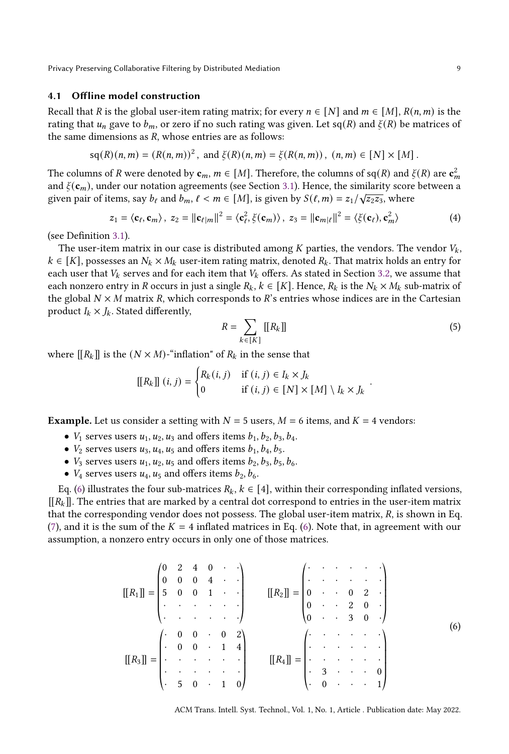### 4.1 Offline model construction

Recall that $R$ is the global user-item rating matrix; for every $n \in [N]$ and $m \in [M]$, $R(n, m)$ is the rating that $u_n$ gave to $b_m$, or zero if no such rating was given. Let $\mathrm{sq}(R)$ and $\xi(R)$ be matrices of the same dimensions as $R$, whose entries are as follows:

$$\mathrm{sq}(R)(n,m) = (R(n,m))^2 \,, \text{ and } \xi(R)(n,m) = \xi(R(n,m)) \,, \ (n,m) \in [N] \times [M] \,.$$

The columns of $R$ were denoted by $\mathbf{c}_m$, $m \in [M]$. Therefore, the columns of $\mathrm{sq}(R)$ and $\xi(R)$ are $\mathbf{c}_m^2$ and $\xi(\mathbf{c}_m)$, under our notation agreements (see Section 3.1). Hence, the similarity score between a given pair of items, say $b_\ell$ and $b_m$, $\ell < m \in [M]$, is given by $S(\ell, m) = z_1 / \sqrt{z_2 z_3}$, where

$$z_1 = \langle \mathbf{c}_\ell, \mathbf{c}_m \rangle \,, \ z_2 = \|\mathbf{c}_{\ell|m}\|^2 = \langle \mathbf{c}_\ell^2, \xi(\mathbf{c}_m) \rangle \,, \ z_3 = \|\mathbf{c}_{m|\ell}\|^2 = \langle \xi(\mathbf{c}_\ell), \mathbf{c}_m^2 \rangle \tag{4}$$

(see Definition 3.1).

The user-item matrix in our case is distributed among $K$ parties, the vendors. The vendor $V_k$, $k \in [K]$, possesses an $N_k \times M_k$ user-item rating matrix, denoted $R_k$. That matrix holds an entry for each user that $V_k$ serves and for each item that $V_k$ offers. As stated in Section 3.2, we assume that each nonzero entry in $R$ occurs in just a single $R_k$, $k \in [K]$. Hence, $R_k$ is the $N_k \times M_k$ sub-matrix of the global $N \times M$ matrix $R$, which corresponds to $R$'s entries whose indices are in the Cartesian product $I_k \times J_k$. Stated differently,

$$R = \sum_{k \in [K]} [[R_k]] \tag{5}$$

where $[[R_k]]$ is the $(N \times M)$-"inflation" of $R_k$ in the sense that

$$[[R_k]]\,(i,j) = \begin{cases} R_k(i,j) & \text{if } (i,j) \in I_k \times J_k \\ 0 & \text{if } (i,j) \in [N] \times [M] \setminus I_k \times J_k \end{cases} .$$

**Example.** Let us consider a setting with $N = 5$ users, $M = 6$ items, and $K = 4$ vendors:

- $V_1$ serves users $u_1, u_2, u_3$ and offers items $b_1, b_2, b_3, b_4$.
- $V_2$ serves users $u_3, u_4, u_5$ and offers items $b_1, b_4, b_5$.
- $V_3$ serves users $u_1, u_2, u_5$ and offers items $b_2, b_3, b_5, b_6$.
- $V_4$ serves users $u_4, u_5$ and offers items $b_2, b_6$.

Eq. (6) illustrates the four sub-matrices $R_k$, $k \in [4]$, within their corresponding inflated versions, $[[R_k]]$. The entries that are marked by a central dot correspond to entries in the user-item matrix that the corresponding vendor does not possess. The global user-item matrix, $R$, is shown in Eq. (7), and it is the sum of the $K = 4$ inflated matrices in Eq. (6). Note that, in agreement with our assumption, a nonzero entry occurs in only one of those matrices.

$$\begin{aligned}
[[R_1]] &= \begin{pmatrix} 0 & 2 & 4 & 0 & \cdot & \cdot \\ 0 & 0 & 0 & 4 & \cdot & \cdot \\ 5 & 0 & 0 & 1 & \cdot & \cdot \\ \cdot & \cdot & \cdot & \cdot & \cdot & \cdot \\ \cdot & \cdot & \cdot & \cdot & \cdot & \cdot \end{pmatrix} \qquad
[[R_2]] = \begin{pmatrix} \cdot & \cdot & \cdot & \cdot & \cdot & \cdot \\ \cdot & \cdot & \cdot & \cdot & \cdot & \cdot \\ 0 & \cdot & \cdot & 0 & 2 & \cdot \\ 0 & \cdot & \cdot & 2 & 0 & \cdot \\ 0 & \cdot & \cdot & 3 & 0 & \cdot \end{pmatrix} \\
[[R_3]] &= \begin{pmatrix} \cdot & 0 & 0 & \cdot & 0 & 2 \\ \cdot & 0 & 0 & \cdot & 1 & 4 \\ \cdot & \cdot & \cdot & \cdot & \cdot & \cdot \\ \cdot & \cdot & \cdot & \cdot & \cdot & \cdot \\ \cdot & 5 & 0 & \cdot & 1 & 0 \end{pmatrix} \qquad
[[R_4]] = \begin{pmatrix} \cdot & \cdot & \cdot & \cdot & \cdot & \cdot \\ \cdot & \cdot & \cdot & \cdot & \cdot & \cdot \\ \cdot & \cdot & \cdot & \cdot & \cdot & \cdot \\ \cdot & 3 & \cdot & \cdot & \cdot & 0 \\ \cdot & 0 & \cdot & \cdot & \cdot & 1 \end{pmatrix}
\end{aligned} \tag{6}$$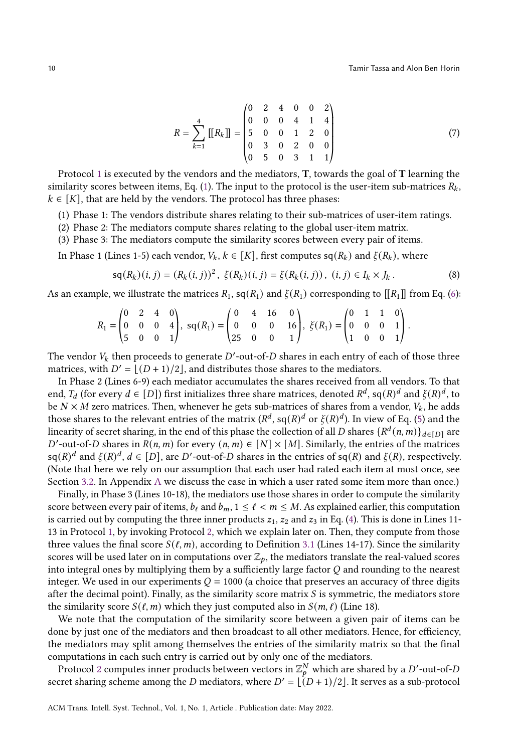$$R = \sum_{k=1}^{4} [[R_k]] = \begin{pmatrix} 0 & 2 & 4 & 0 & 0 & 2 \\ 0 & 0 & 0 & 4 & 1 & 4 \\ 5 & 0 & 0 & 1 & 2 & 0 \\ 0 & 3 & 0 & 2 & 0 & 0 \\ 0 & 5 & 0 & 3 & 1 & 1 \end{pmatrix} \tag{7}$$

Protocol 1 is executed by the vendors and the mediators, $\mathbf{T}$, towards the goal of $\mathbf{T}$ learning the similarity scores between items, Eq. (1). The input to the protocol is the user-item sub-matrices $R_k$, $k \in [K]$, that are held by the vendors. The protocol has three phases:

(1) Phase 1: The vendors distribute shares relating to their sub-matrices of user-item ratings.
(2) Phase 2: The mediators compute shares relating to the global user-item matrix.
(3) Phase 3: The mediators compute the similarity scores between every pair of items.

In Phase 1 (Lines 1-5) each vendor, $V_k$, $k \in [K]$, first computes $\text{sq}(R_k)$ and $\xi(R_k)$, where

$$\text{sq}(R_k)(i,j) = (R_k(i,j))^2\,,\ \xi(R_k)(i,j) = \xi(R_k(i,j))\,,\ (i,j) \in I_k \times J_k\,. \tag{8}$$

As an example, we illustrate the matrices $R_1$, $\text{sq}(R_1)$ and $\xi(R_1)$ corresponding to $[[R_1]]$ from Eq. (6):

$$R_1 = \begin{pmatrix} 0 & 2 & 4 & 0 \\ 0 & 0 & 0 & 4 \\ 5 & 0 & 0 & 1 \end{pmatrix},\ \text{sq}(R_1) = \begin{pmatrix} 0 & 4 & 16 & 0 \\ 0 & 0 & 0 & 16 \\ 25 & 0 & 0 & 1 \end{pmatrix},\ \xi(R_1) = \begin{pmatrix} 0 & 1 & 1 & 0 \\ 0 & 0 & 0 & 1 \\ 1 & 0 & 0 & 1 \end{pmatrix}.$$

The vendor $V_k$ then proceeds to generate $D'$-out-of-$D$ shares in each entry of each of those three matrices, with $D' = \lfloor (D+1)/2 \rfloor$, and distributes those shares to the mediators.

In Phase 2 (Lines 6-9) each mediator accumulates the shares received from all vendors. To that end, $T_d$ (for every $d \in [D]$) first initializes three share matrices, denoted $R^d$, $\text{sq}(R)^d$ and $\xi(R)^d$, to be $N \times M$ zero matrices. Then, whenever he gets sub-matrices of shares from a vendor, $V_k$, he adds those shares to the relevant entries of the matrix ($R^d$, $\text{sq}(R)^d$ or $\xi(R)^d$). In view of Eq. (5) and the linearity of secret sharing, in the end of this phase the collection of all $D$ shares $\{R^d(n,m)\}_{d \in [D]}$ are $D'$-out-of-$D$ shares in $R(n,m)$ for every $(n,m) \in [N] \times [M]$. Similarly, the entries of the matrices $\text{sq}(R)^d$ and $\xi(R)^d$, $d \in [D]$, are $D'$-out-of-$D$ shares in the entries of $\text{sq}(R)$ and $\xi(R)$, respectively. (Note that here we rely on our assumption that each user had rated each item at most once, see Section 3.2. In Appendix A we discuss the case in which a user rated some item more than once.)

Finally, in Phase 3 (Lines 10-18), the mediators use those shares in order to compute the similarity score between every pair of items, $b_\ell$ and $b_m$, $1 \le \ell < m \le M$. As explained earlier, this computation is carried out by computing the three inner products $z_1$, $z_2$ and $z_3$ in Eq. (4). This is done in Lines 11-13 in Protocol 1, by invoking Protocol 2, which we explain later on. Then, they compute from those three values the final score $S(\ell,m)$, according to Definition 3.1 (Lines 14-17). Since the similarity scores will be used later on in computations over $\mathbb{Z}_p$, the mediators translate the real-valued scores into integral ones by multiplying them by a sufficiently large factor $Q$ and rounding to the nearest integer. We used in our experiments $Q = 1000$ (a choice that preserves an accuracy of three digits after the decimal point). Finally, as the similarity score matrix $S$ is symmetric, the mediators store the similarity score $S(\ell,m)$ which they just computed also in $S(m,\ell)$ (Line 18).

We note that the computation of the similarity score between a given pair of items can be done by just one of the mediators and then broadcast to all other mediators. Hence, for efficiency, the mediators may split among themselves the entries of the similarity matrix so that the final computations in each such entry is carried out by only one of the mediators.

Protocol 2 computes inner products between vectors in $\mathbb{Z}_p^N$ which are shared by a $D'$-out-of-$D$ secret sharing scheme among the $D$ mediators, where $D' = \lfloor (D+1)/2 \rfloor$. It serves as a sub-protocol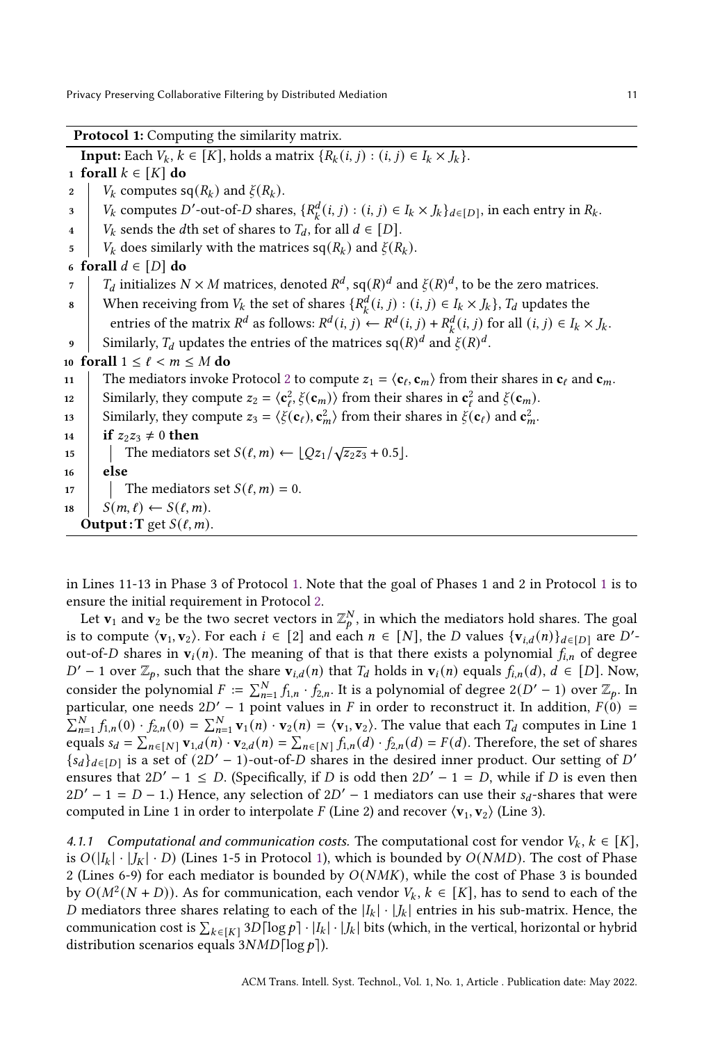**Protocol 1:** Computing the similarity matrix.

```
Input: Each V_k, k ∈ [K], holds a matrix {R_k(i, j) : (i, j) ∈ I_k × J_k}.
1  forall k ∈ [K] do
2      V_k computes sq(R_k) and ξ(R_k).
3      V_k computes D'-out-of-D shares, {R_k^d(i, j) : (i, j) ∈ I_k × J_k}_{d∈[D]}, in each entry in R_k.
4      V_k sends the dth set of shares to T_d, for all d ∈ [D].
5      V_k does similarly with the matrices sq(R_k) and ξ(R_k).
6  forall d ∈ [D] do
7      T_d initializes N × M matrices, denoted R^d, sq(R)^d and ξ(R)^d, to be the zero matrices.
8      When receiving from V_k the set of shares {R_k^d(i, j) : (i, j) ∈ I_k × J_k}, T_d updates the
         entries of the matrix R^d as follows: R^d(i, j) ← R^d(i, j) + R_k^d(i, j) for all (i, j) ∈ I_k × J_k.
9      Similarly, T_d updates the entries of the matrices sq(R)^d and ξ(R)^d.
10 forall 1 ≤ ℓ < m ≤ M do
11     The mediators invoke Protocol 2 to compute z_1 = ⟨c_ℓ, c_m⟩ from their shares in c_ℓ and c_m.
12     Similarly, they compute z_2 = ⟨c_ℓ^2, ξ(c_m)⟩ from their shares in c_ℓ^2 and ξ(c_m).
13     Similarly, they compute z_3 = ⟨ξ(c_ℓ), c_m^2⟩ from their shares in ξ(c_ℓ) and c_m^2.
14     if z_2 z_3 ≠ 0 then
15         The mediators set S(ℓ, m) ← ⌊Q z_1 / sqrt(z_2 z_3) + 0.5⌋.
16     else
17         The mediators set S(ℓ, m) = 0.
18     S(m, ℓ) ← S(ℓ, m).
Output: T get S(ℓ, m).
```

in Lines 11-13 in Phase 3 of Protocol 1. Note that the goal of Phases 1 and 2 in Protocol 1 is to ensure the initial requirement in Protocol 2.

Let $\mathbf{v}_1$ and $\mathbf{v}_2$ be the two secret vectors in $\mathbb{Z}_p^N$, in which the mediators hold shares. The goal is to compute $\langle \mathbf{v}_1, \mathbf{v}_2 \rangle$. For each $i \in [2]$ and each $n \in [N]$, the $D$ values $\{\mathbf{v}_{i,d}(n)\}_{d \in [D]}$ are $D'$-out-of-$D$ shares in $\mathbf{v}_i(n)$. The meaning of that is that there exists a polynomial $f_{i,n}$ of degree $D' - 1$ over $\mathbb{Z}_p$, such that the share $\mathbf{v}_{i,d}(n)$ that $T_d$ holds in $\mathbf{v}_i(n)$ equals $f_{i,n}(d)$, $d \in [D]$. Now, consider the polynomial $F := \sum_{n=1}^{N} f_{1,n} \cdot f_{2,n}$. It is a polynomial of degree $2(D'-1)$ over $\mathbb{Z}_p$. In particular, one needs $2D' - 1$ point values in $F$ in order to reconstruct it. In addition, $F(0) = \sum_{n=1}^{N} f_{1,n}(0) \cdot f_{2,n}(0) = \sum_{n=1}^{N} \mathbf{v}_1(n) \cdot \mathbf{v}_2(n) = \langle \mathbf{v}_1, \mathbf{v}_2 \rangle$. The value that each $T_d$ computes in Line 1 equals $s_d = \sum_{n \in [N]} \mathbf{v}_{1,d}(n) \cdot \mathbf{v}_{2,d}(n) = \sum_{n \in [N]} f_{1,n}(d) \cdot f_{2,n}(d) = F(d)$. Therefore, the set of shares $\{s_d\}_{d \in [D]}$ is a set of $(2D'-1)$-out-of-$D$ shares in the desired inner product. Our setting of $D'$ ensures that $2D' - 1 \le D$. (Specifically, if $D$ is odd then $2D' - 1 = D$, while if $D$ is even then $2D' - 1 = D - 1$.) Hence, any selection of $2D' - 1$ mediators can use their $s_d$-shares that were computed in Line 1 in order to interpolate $F$ (Line 2) and recover $\langle \mathbf{v}_1, \mathbf{v}_2 \rangle$ (Line 3).

#### 4.1.1 Computational and communication costs.

The computational cost for vendor $V_k$, $k \in [K]$, is $O(|I_k| \cdot |J_K| \cdot D)$ (Lines 1-5 in Protocol 1), which is bounded by $O(NMD)$. The cost of Phase 2 (Lines 6-9) for each mediator is bounded by $O(NMK)$, while the cost of Phase 3 is bounded by $O(M^2(N+D))$. As for communication, each vendor $V_k$, $k \in [K]$, has to send to each of the $D$ mediators three shares relating to each of the $|I_k| \cdot |J_k|$ entries in his sub-matrix. Hence, the communication cost is $\sum_{k \in [K]} 3D\lceil \log p \rceil \cdot |I_k| \cdot |J_k|$ bits (which, in the vertical, horizontal or hybrid distribution scenarios equals $3NMD\lceil \log p \rceil$).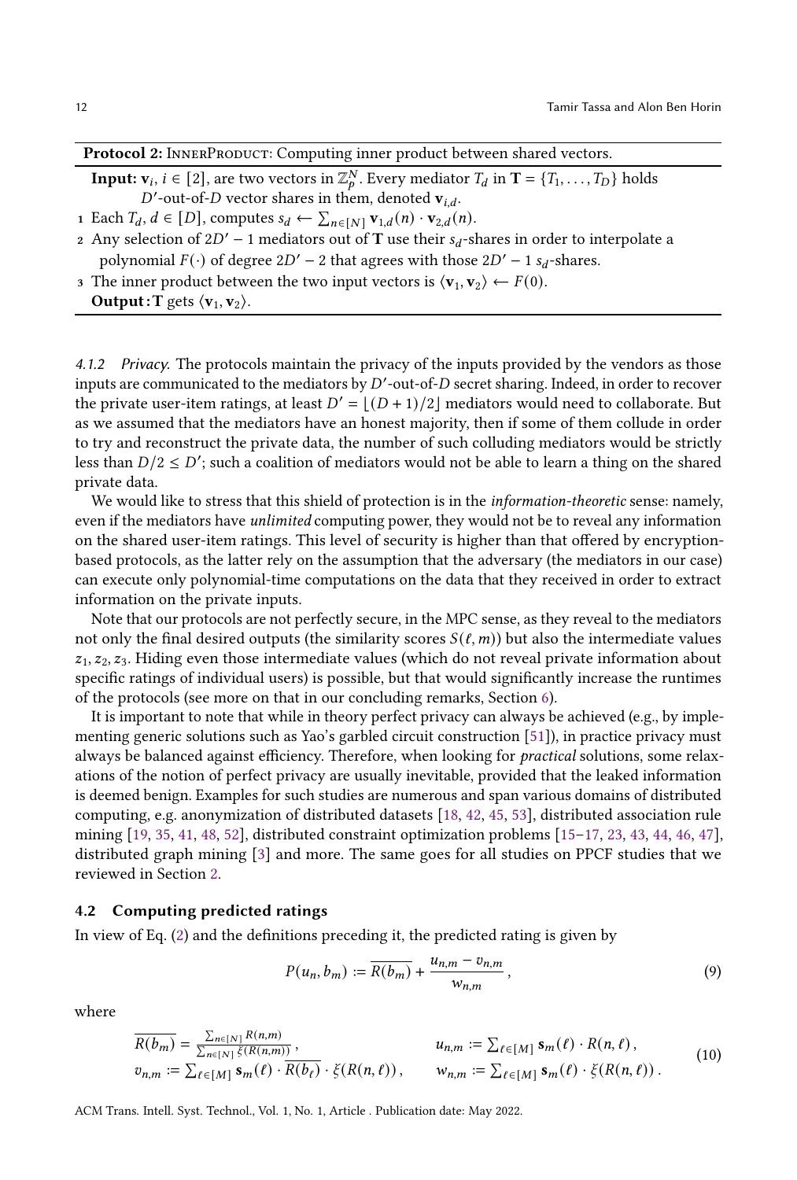**Protocol 2:** InnerProduct: Computing inner product between shared vectors.

**Input:** $\mathbf{v}_i$, $i \in [2]$, are two vectors in $\mathbb{Z}_p^N$. Every mediator $T_d$ in $\mathbf{T} = \{T_1, \ldots, T_D\}$ holds $D'$-out-of-$D$ vector shares in them, denoted $\mathbf{v}_{i,d}$.

1. Each $T_d$, $d \in [D]$, computes $s_d \leftarrow \sum_{n \in [N]} \mathbf{v}_{1,d}(n) \cdot \mathbf{v}_{2,d}(n)$.
2. Any selection of $2D' - 1$ mediators out of $\mathbf{T}$ use their $s_d$-shares in order to interpolate a polynomial $F(\cdot)$ of degree $2D' - 2$ that agrees with those $2D' - 1$ $s_d$-shares.
3. The inner product between the two input vectors is $\langle \mathbf{v}_1, \mathbf{v}_2 \rangle \leftarrow F(0)$.

**Output:** $\mathbf{T}$ gets $\langle \mathbf{v}_1, \mathbf{v}_2 \rangle$.

#### 4.1.2 Privacy.

The protocols maintain the privacy of the inputs provided by the vendors as those inputs are communicated to the mediators by $D'$-out-of-$D$ secret sharing. Indeed, in order to recover the private user-item ratings, at least $D' = \lfloor (D+1)/2 \rfloor$ mediators would need to collaborate. But as we assumed that the mediators have an honest majority, then if some of them collude in order to try and reconstruct the private data, the number of such colluding mediators would be strictly less than $D/2 \leq D'$; such a coalition of mediators would not be able to learn a thing on the shared private data.

We would like to stress that this shield of protection is in the *information-theoretic* sense: namely, even if the mediators have *unlimited* computing power, they would not be to reveal any information on the shared user-item ratings. This level of security is higher than that offered by encryption-based protocols, as the latter rely on the assumption that the adversary (the mediators in our case) can execute only polynomial-time computations on the data that they received in order to extract information on the private inputs.

Note that our protocols are not perfectly secure, in the MPC sense, as they reveal to the mediators not only the final desired outputs (the similarity scores $S(\ell, m)$) but also the intermediate values $z_1, z_2, z_3$. Hiding even those intermediate values (which do not reveal private information about specific ratings of individual users) is possible, but that would significantly increase the runtimes of the protocols (see more on that in our concluding remarks, Section 6).

It is important to note that while in theory perfect privacy can always be achieved (e.g., by implementing generic solutions such as Yao's garbled circuit construction [51]), in practice privacy must always be balanced against efficiency. Therefore, when looking for *practical* solutions, some relaxations of the notion of perfect privacy are usually inevitable, provided that the leaked information is deemed benign. Examples for such studies are numerous and span various domains of distributed computing, e.g. anonymization of distributed datasets [18, 42, 45, 53], distributed association rule mining [19, 35, 41, 48, 52], distributed constraint optimization problems [15–17, 23, 43, 44, 46, 47], distributed graph mining [3] and more. The same goes for all studies on PPCF studies that we reviewed in Section 2.

### 4.2 Computing predicted ratings

In view of Eq. (2) and the definitions preceding it, the predicted rating is given by

$$P(u_n, b_m) := \overline{R(b_m)} + \frac{u_{n,m} - v_{n,m}}{w_{n,m}}, \tag{9}$$

where

$$\begin{aligned} \overline{R(b_m)} &= \frac{\sum_{n \in [N]} R(n,m)}{\sum_{n \in [N]} \xi(R(n,m))}, & u_{n,m} &:= \sum_{\ell \in [M]} \mathbf{s}_m(\ell) \cdot R(n,\ell), \\ v_{n,m} &:= \sum_{\ell \in [M]} \mathbf{s}_m(\ell) \cdot \overline{R(b_\ell)} \cdot \xi(R(n,\ell)), & w_{n,m} &:= \sum_{\ell \in [M]} \mathbf{s}_m(\ell) \cdot \xi(R(n,\ell)). \end{aligned} \tag{10}$$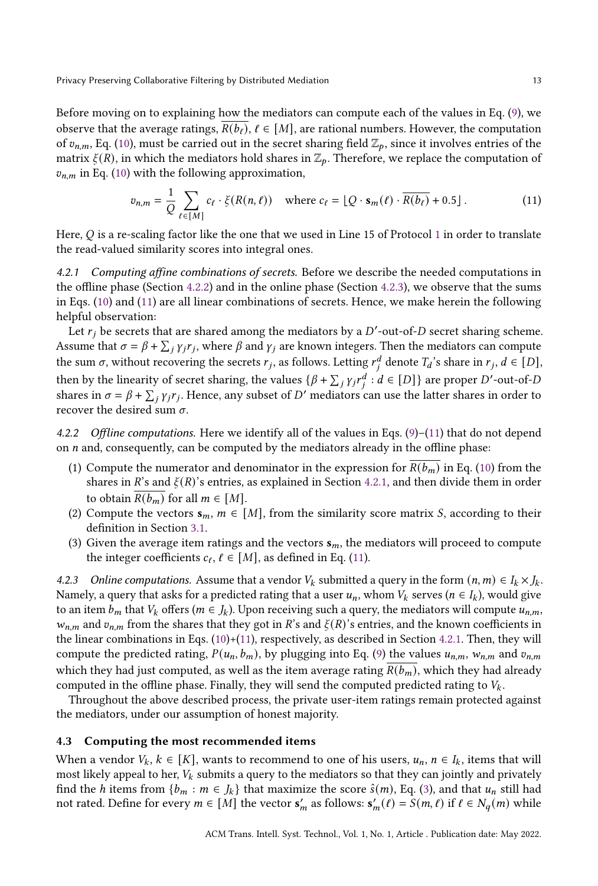Before moving on to explaining how the mediators can compute each of the values in Eq. (9), we observe that the average ratings, $\overline{R(b_\ell)}$, $\ell \in [M]$, are rational numbers. However, the computation of $v_{n,m}$, Eq. (10), must be carried out in the secret sharing field $\mathbb{Z}_p$, since it involves entries of the matrix $\xi(R)$, in which the mediators hold shares in $\mathbb{Z}_p$. Therefore, we replace the computation of $v_{n,m}$ in Eq. (10) with the following approximation,

$$v_{n,m} = \frac{1}{Q} \sum_{\ell \in [M]} c_\ell \cdot \xi(R(n,\ell)) \quad \text{where } c_\ell = \lfloor Q \cdot \mathbf{s}_m(\ell) \cdot \overline{R(b_\ell)} + 0.5 \rfloor \,. \tag{11}$$

Here, $Q$ is a re-scaling factor like the one that we used in Line 15 of Protocol 1 in order to translate the read-valued similarity scores into integral ones.

#### 4.2.1 Computing affine combinations of secrets.

Before we describe the needed computations in the offline phase (Section 4.2.2) and in the online phase (Section 4.2.3), we observe that the sums in Eqs. (10) and (11) are all linear combinations of secrets. Hence, we make herein the following helpful observation:

Let $r_j$ be secrets that are shared among the mediators by a $D'$-out-of-$D$ secret sharing scheme. Assume that $\sigma = \beta + \sum_j \gamma_j r_j$, where $\beta$ and $\gamma_j$ are known integers. Then the mediators can compute the sum $\sigma$, without recovering the secrets $r_j$, as follows. Letting $r_j^d$ denote $T_d$'s share in $r_j$, $d \in [D]$, then by the linearity of secret sharing, the values $\{\beta + \sum_j \gamma_j r_j^d : d \in [D]\}$ are proper $D'$-out-of-$D$ shares in $\sigma = \beta + \sum_j \gamma_j r_j$. Hence, any subset of $D'$ mediators can use the latter shares in order to recover the desired sum $\sigma$.

#### 4.2.2 Offline computations.

Here we identify all of the values in Eqs. (9)–(11) that do not depend on $n$ and, consequently, can be computed by the mediators already in the offline phase:

1. Compute the numerator and denominator in the expression for $\overline{R(b_m)}$ in Eq. (10) from the shares in $R$'s and $\xi(R)$'s entries, as explained in Section 4.2.1, and then divide them in order to obtain $\overline{R(b_m)}$ for all $m \in [M]$.
2. Compute the vectors $\mathbf{s}_m$, $m \in [M]$, from the similarity score matrix $S$, according to their definition in Section 3.1.
3. Given the average item ratings and the vectors $\mathbf{s}_m$, the mediators will proceed to compute the integer coefficients $c_\ell$, $\ell \in [M]$, as defined in Eq. (11).

#### 4.2.3 Online computations.

Assume that a vendor $V_k$ submitted a query in the form $(n,m) \in I_k \times J_k$. Namely, a query that asks for a predicted rating that a user $u_n$, whom $V_k$ serves ($n \in I_k$), would give to an item $b_m$ that $V_k$ offers ($m \in J_k$). Upon receiving such a query, the mediators will compute $u_{n,m}$, $w_{n,m}$ and $v_{n,m}$ from the shares that they got in $R$'s and $\xi(R)$'s entries, and the known coefficients in the linear combinations in Eqs. (10)+(11), respectively, as described in Section 4.2.1. Then, they will compute the predicted rating, $P(u_n, b_m)$, by plugging into Eq. (9) the values $u_{n,m}$, $w_{n,m}$ and $v_{n,m}$ which they had just computed, as well as the item average rating $\overline{R(b_m)}$, which they had already computed in the offline phase. Finally, they will send the computed predicted rating to $V_k$.

Throughout the above described process, the private user-item ratings remain protected against the mediators, under our assumption of honest majority.

### 4.3 Computing the most recommended items

When a vendor $V_k$, $k \in [K]$, wants to recommend to one of his users, $u_n$, $n \in I_k$, items that will most likely appeal to her, $V_k$ submits a query to the mediators so that they can jointly and privately find the $h$ items from $\{b_m : m \in J_k\}$ that maximize the score $\hat{s}(m)$, Eq. (3), and that $u_n$ still had not rated. Define for every $m \in [M]$ the vector $\mathbf{s}'_m$ as follows: $\mathbf{s}'_m(\ell) = S(m,\ell)$ if $\ell \in N_q(m)$ while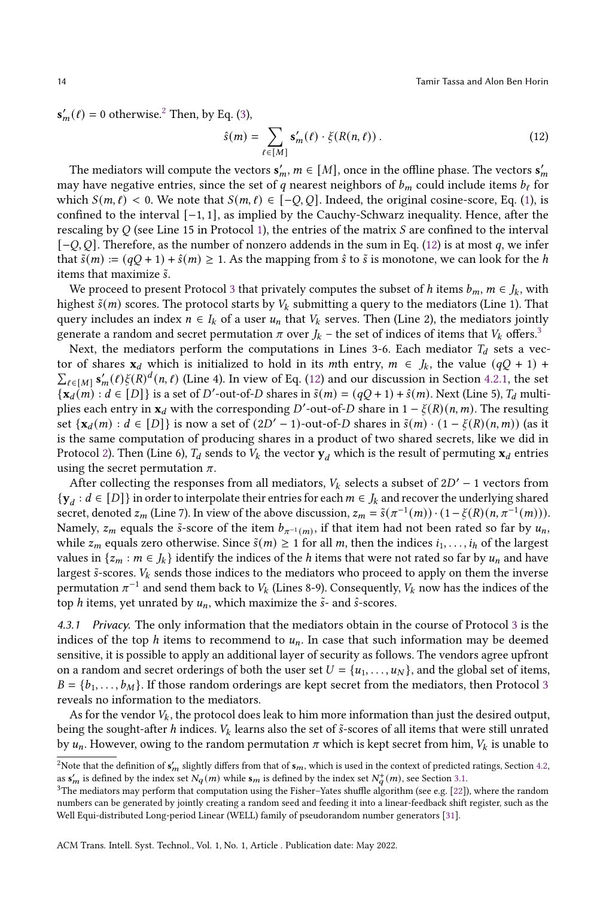$\mathbf{s}'_m(\ell) = 0$ otherwise.[2] Then, by Eq. (3),

$$\hat{s}(m) = \sum_{\ell \in [M]} \mathbf{s}'_m(\ell) \cdot \xi(R(n,\ell)) \, . \tag{12}$$

The mediators will compute the vectors $\mathbf{s}'_m$, $m \in [M]$, once in the offline phase. The vectors $\mathbf{s}'_m$ may have negative entries, since the set of $q$ nearest neighbors of $b_m$ could include items $b_\ell$ for which $S(m,\ell) < 0$. We note that $S(m,\ell) \in [-Q, Q]$. Indeed, the original cosine-score, Eq. (1), is confined to the interval $[-1, 1]$, as implied by the Cauchy-Schwarz inequality. Hence, after the rescaling by $Q$ (see Line 15 in Protocol 1), the entries of the matrix $S$ are confined to the interval $[-Q, Q]$. Therefore, as the number of nonzero addends in the sum in Eq. (12) is at most $q$, we infer that $\tilde{s}(m) := (qQ + 1) + \hat{s}(m) \geq 1$. As the mapping from $\hat{s}$ to $\tilde{s}$ is monotone, we can look for the $h$ items that maximize $\tilde{s}$.

We proceed to present Protocol 3 that privately computes the subset of $h$ items $b_m$, $m \in J_k$, with highest $\tilde{s}(m)$ scores. The protocol starts by $V_k$ submitting a query to the mediators (Line 1). That query includes an index $n \in I_k$ of a user $u_n$ that $V_k$ serves. Then (Line 2), the mediators jointly generate a random and secret permutation $\pi$ over $J_k$ – the set of indices of items that $V_k$ offers.[3]

Next, the mediators perform the computations in Lines 3-6. Each mediator $T_d$ sets a vector of shares $\mathbf{x}_d$ which is initialized to hold in its $m$th entry, $m \in J_k$, the value $(qQ + 1) + \sum_{\ell \in [M]} \mathbf{s}'_m(\ell)\xi(R)^d(n,\ell)$ (Line 4). In view of Eq. (12) and our discussion in Section 4.2.1, the set $\{\mathbf{x}_d(m) : d \in [D]\}$ is a set of $D'$-out-of-$D$ shares in $\tilde{s}(m) = (qQ + 1) + \hat{s}(m)$. Next (Line 5), $T_d$ multiplies each entry in $\mathbf{x}_d$ with the corresponding $D'$-out-of-$D$ share in $1 - \xi(R)(n,m)$. The resulting set $\{\mathbf{x}_d(m) : d \in [D]\}$ is now a set of $(2D' - 1)$-out-of-$D$ shares in $\tilde{s}(m) \cdot (1 - \xi(R)(n,m))$ (as it is the same computation of producing shares in a product of two shared secrets, like we did in Protocol 2). Then (Line 6), $T_d$ sends to $V_k$ the vector $\mathbf{y}_d$ which is the result of permuting $\mathbf{x}_d$ entries using the secret permutation $\pi$.

After collecting the responses from all mediators, $V_k$ selects a subset of $2D' - 1$ vectors from $\{\mathbf{y}_d : d \in [D]\}$ in order to interpolate their entries for each $m \in J_k$ and recover the underlying shared secret, denoted $z_m$ (Line 7). In view of the above discussion, $z_m = \tilde{s}(\pi^{-1}(m)) \cdot (1 - \xi(R)(n, \pi^{-1}(m)))$. Namely, $z_m$ equals the $\tilde{s}$-score of the item $b_{\pi^{-1}(m)}$, if that item had not been rated so far by $u_n$, while $z_m$ equals zero otherwise. Since $\tilde{s}(m) \geq 1$ for all $m$, then the indices $i_1, \ldots, i_h$ of the largest values in $\{z_m : m \in J_k\}$ identify the indices of the $h$ items that were not rated so far by $u_n$ and have largest $\tilde{s}$-scores. $V_k$ sends those indices to the mediators who proceed to apply on them the inverse permutation $\pi^{-1}$ and send them back to $V_k$ (Lines 8-9). Consequently, $V_k$ now has the indices of the top $h$ items, yet unrated by $u_n$, which maximize the $\tilde{s}$- and $\hat{s}$-scores.

#### 4.3.1 *Privacy.*

The only information that the mediators obtain in the course of Protocol 3 is the indices of the top $h$ items to recommend to $u_n$. In case that such information may be deemed sensitive, it is possible to apply an additional layer of security as follows. The vendors agree upfront on a random and secret orderings of both the user set $U = \{u_1, \ldots, u_N\}$, and the global set of items, $B = \{b_1, \ldots, b_M\}$. If those random orderings are kept secret from the mediators, then Protocol 3 reveals no information to the mediators.

As for the vendor $V_k$, the protocol does leak to him more information than just the desired output, being the sought-after $h$ indices. $V_k$ learns also the set of $\tilde{s}$-scores of all items that were still unrated by $u_n$. However, owing to the random permutation $\pi$ which is kept secret from him, $V_k$ is unable to

[2] Note that the definition of $\mathbf{s}'_m$ slightly differs from that of $\mathbf{s}_m$, which is used in the context of predicted ratings, Section 4.2, as $\mathbf{s}'_m$ is defined by the index set $N_q(m)$ while $\mathbf{s}_m$ is defined by the index set $N_q^+(m)$, see Section 3.1.

[3] The mediators may perform that computation using the Fisher–Yates shuffle algorithm (see e.g. [22]), where the random numbers can be generated by jointly creating a random seed and feeding it into a linear-feedback shift register, such as the Well Equi-distributed Long-period Linear (WELL) family of pseudorandom number generators [31].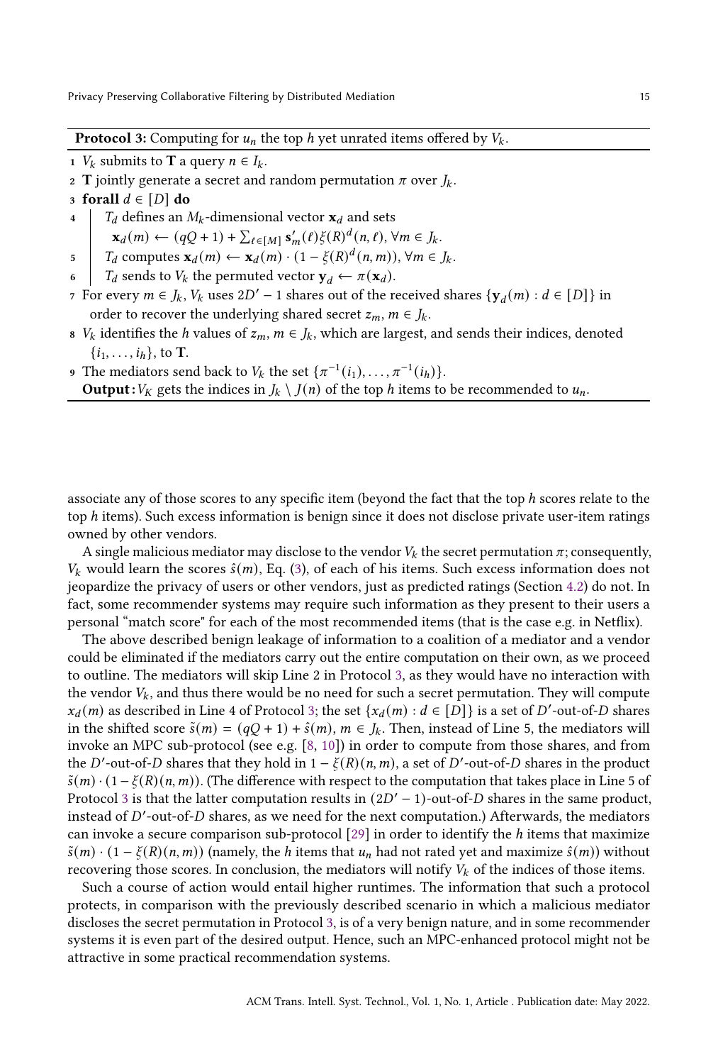**Protocol 3:** Computing for $u_n$ the top $h$ yet unrated items offered by $V_k$.

1. $V_k$ submits to $\mathbf{T}$ a query $n \in I_k$.
2. $\mathbf{T}$ jointly generate a secret and random permutation $\pi$ over $J_k$.
3. **forall** $d \in [D]$ **do**
4. $\quad$ $T_d$ defines an $M_k$-dimensional vector $\mathbf{x}_d$ and sets $\mathbf{x}_d(m) \leftarrow (qQ+1) + \sum_{\ell \in [M]} \mathbf{s}'_m(\ell)\xi(R)^d(n,\ell)$, $\forall m \in J_k$.
5. $\quad$ $T_d$ computes $\mathbf{x}_d(m) \leftarrow \mathbf{x}_d(m) \cdot (1 - \xi(R)^d(n,m))$, $\forall m \in J_k$.
6. $\quad$ $T_d$ sends to $V_k$ the permuted vector $\mathbf{y}_d \leftarrow \pi(\mathbf{x}_d)$.
7. For every $m \in J_k$, $V_k$ uses $2D'-1$ shares out of the received shares $\{\mathbf{y}_d(m) : d \in [D]\}$ in order to recover the underlying shared secret $z_m$, $m \in J_k$.
8. $V_k$ identifies the $h$ values of $z_m$, $m \in J_k$, which are largest, and sends their indices, denoted $\{i_1, \ldots, i_h\}$, to $\mathbf{T}$.
9. The mediators send back to $V_k$ the set $\{\pi^{-1}(i_1), \ldots, \pi^{-1}(i_h)\}$.

**Output:** $V_K$ gets the indices in $J_k \setminus J(n)$ of the top $h$ items to be recommended to $u_n$.

associate any of those scores to any specific item (beyond the fact that the top $h$ scores relate to the top $h$ items). Such excess information is benign since it does not disclose private user-item ratings owned by other vendors.

A single malicious mediator may disclose to the vendor $V_k$ the secret permutation $\pi$; consequently, $V_k$ would learn the scores $\hat{s}(m)$, Eq. (3), of each of his items. Such excess information does not jeopardize the privacy of users or other vendors, just as predicted ratings (Section 4.2) do not. In fact, some recommender systems may require such information as they present to their users a personal "match score" for each of the most recommended items (that is the case e.g. in Netflix).

The above described benign leakage of information to a coalition of a mediator and a vendor could be eliminated if the mediators carry out the entire computation on their own, as we proceed to outline. The mediators will skip Line 2 in Protocol 3, as they would have no interaction with the vendor $V_k$, and thus there would be no need for such a secret permutation. They will compute $x_d(m)$ as described in Line 4 of Protocol 3; the set $\{x_d(m) : d \in [D]\}$ is a set of $D'$-out-of-$D$ shares in the shifted score $\tilde{s}(m) = (qQ+1) + \hat{s}(m)$, $m \in J_k$. Then, instead of Line 5, the mediators will invoke an MPC sub-protocol (see e.g. [8, 10]) in order to compute from those shares, and from the $D'$-out-of-$D$ shares that they hold in $1 - \xi(R)(n,m)$, a set of $D'$-out-of-$D$ shares in the product $\tilde{s}(m) \cdot (1 - \xi(R)(n,m))$. (The difference with respect to the computation that takes place in Line 5 of Protocol 3 is that the latter computation results in $(2D'-1)$-out-of-$D$ shares in the same product, instead of $D'$-out-of-$D$ shares, as we need for the next computation.) Afterwards, the mediators can invoke a secure comparison sub-protocol [29] in order to identify the $h$ items that maximize $\tilde{s}(m) \cdot (1 - \xi(R)(n,m))$ (namely, the $h$ items that $u_n$ had not rated yet and maximize $\hat{s}(m)$) without recovering those scores. In conclusion, the mediators will notify $V_k$ of the indices of those items.

Such a course of action would entail higher runtimes. The information that such a protocol protects, in comparison with the previously described scenario in which a malicious mediator discloses the secret permutation in Protocol 3, is of a very benign nature, and in some recommender systems it is even part of the desired output. Hence, such an MPC-enhanced protocol might not be attractive in some practical recommendation systems.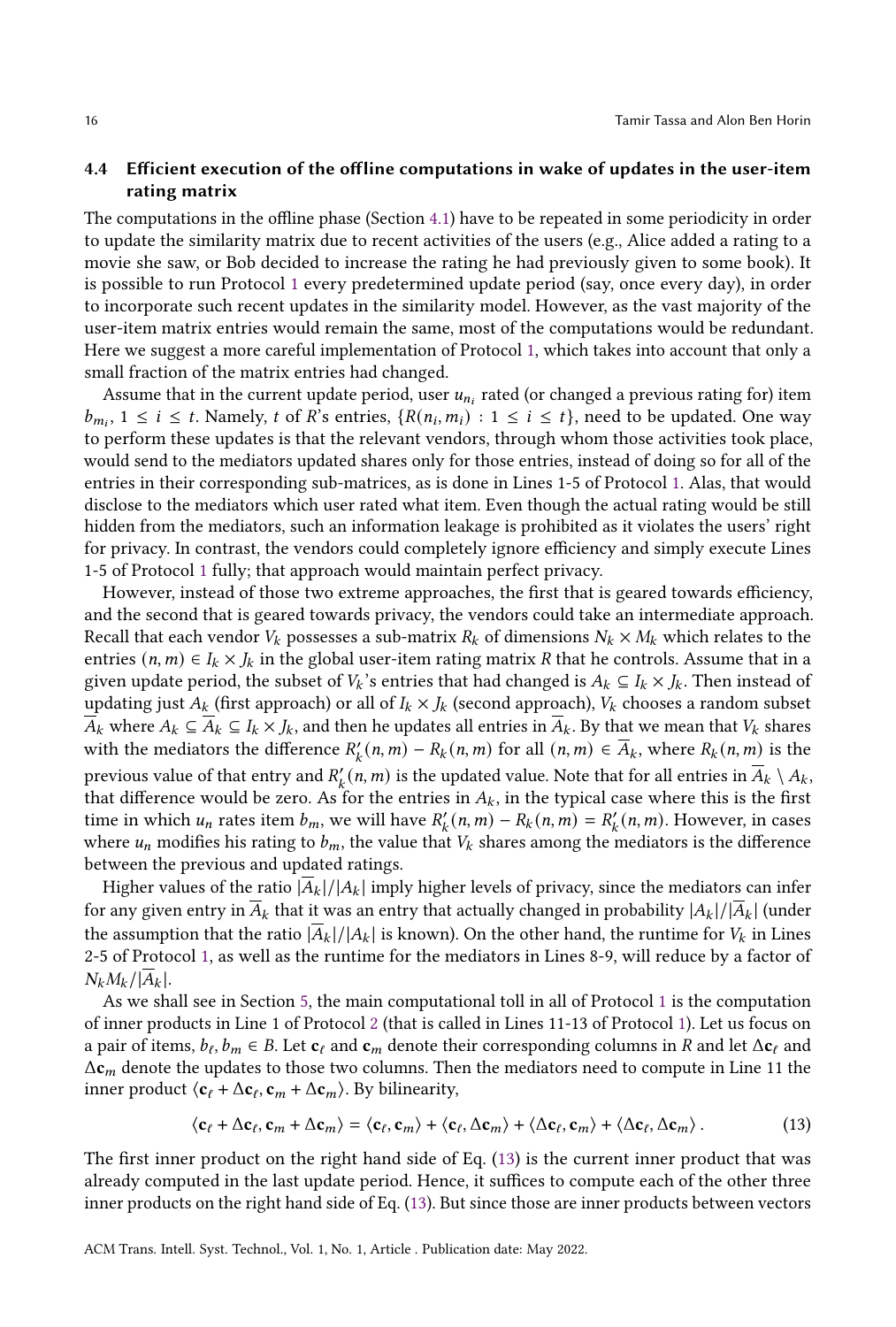### 4.4 Efficient execution of the offline computations in wake of updates in the user-item rating matrix

The computations in the offline phase (Section 4.1) have to be repeated in some periodicity in order to update the similarity matrix due to recent activities of the users (e.g., Alice added a rating to a movie she saw, or Bob decided to increase the rating he had previously given to some book). It is possible to run Protocol 1 every predetermined update period (say, once every day), in order to incorporate such recent updates in the similarity model. However, as the vast majority of the user-item matrix entries would remain the same, most of the computations would be redundant. Here we suggest a more careful implementation of Protocol 1, which takes into account that only a small fraction of the matrix entries had changed.

Assume that in the current update period, user $u_{n_i}$ rated (or changed a previous rating for) item $b_{m_i}$, $1 \leq i \leq t$. Namely, $t$ of $R$'s entries, $\{R(n_i, m_i) : 1 \leq i \leq t\}$, need to be updated. One way to perform these updates is that the relevant vendors, through whom those activities took place, would send to the mediators updated shares only for those entries, instead of doing so for all of the entries in their corresponding sub-matrices, as is done in Lines 1-5 of Protocol 1. Alas, that would disclose to the mediators which user rated what item. Even though the actual rating would be still hidden from the mediators, such an information leakage is prohibited as it violates the users' right for privacy. In contrast, the vendors could completely ignore efficiency and simply execute Lines 1-5 of Protocol 1 fully; that approach would maintain perfect privacy.

However, instead of those two extreme approaches, the first that is geared towards efficiency, and the second that is geared towards privacy, the vendors could take an intermediate approach. Recall that each vendor $V_k$ possesses a sub-matrix $R_k$ of dimensions $N_k \times M_k$ which relates to the entries $(n, m) \in I_k \times J_k$ in the global user-item rating matrix $R$ that he controls. Assume that in a given update period, the subset of $V_k$'s entries that had changed is $A_k \subseteq I_k \times J_k$. Then instead of updating just $A_k$ (first approach) or all of $I_k \times J_k$ (second approach), $V_k$ chooses a random subset $\overline{A}_k$ where $A_k \subseteq \overline{A}_k \subseteq I_k \times J_k$, and then he updates all entries in $\overline{A}_k$. By that we mean that $V_k$ shares with the mediators the difference $R'_k(n, m) - R_k(n, m)$ for all $(n, m) \in \overline{A}_k$, where $R_k(n, m)$ is the previous value of that entry and $R'_k(n, m)$ is the updated value. Note that for all entries in $\overline{A}_k \setminus A_k$, that difference would be zero. As for the entries in $A_k$, in the typical case where this is the first time in which $u_n$ rates item $b_m$, we will have $R'_k(n, m) - R_k(n, m) = R'_k(n, m)$. However, in cases where $u_n$ modifies his rating to $b_m$, the value that $V_k$ shares among the mediators is the difference between the previous and updated ratings.

Higher values of the ratio $|\overline{A}_k|/|A_k|$ imply higher levels of privacy, since the mediators can infer for any given entry in $\overline{A}_k$ that it was an entry that actually changed in probability $|A_k|/|\overline{A}_k|$ (under the assumption that the ratio $|\overline{A}_k|/|A_k|$ is known). On the other hand, the runtime for $V_k$ in Lines 2-5 of Protocol 1, as well as the runtime for the mediators in Lines 8-9, will reduce by a factor of $N_k M_k / |\overline{A}_k|$.

As we shall see in Section 5, the main computational toll in all of Protocol 1 is the computation of inner products in Line 1 of Protocol 2 (that is called in Lines 11-13 of Protocol 1). Let us focus on a pair of items, $b_\ell, b_m \in B$. Let $\mathbf{c}_\ell$ and $\mathbf{c}_m$ denote their corresponding columns in $R$ and let $\Delta\mathbf{c}_\ell$ and $\Delta\mathbf{c}_m$ denote the updates to those two columns. Then the mediators need to compute in Line 11 the inner product $\langle \mathbf{c}_\ell + \Delta\mathbf{c}_\ell, \mathbf{c}_m + \Delta\mathbf{c}_m \rangle$. By bilinearity,

$$\langle \mathbf{c}_\ell + \Delta\mathbf{c}_\ell, \mathbf{c}_m + \Delta\mathbf{c}_m \rangle = \langle \mathbf{c}_\ell, \mathbf{c}_m \rangle + \langle \mathbf{c}_\ell, \Delta\mathbf{c}_m \rangle + \langle \Delta\mathbf{c}_\ell, \mathbf{c}_m \rangle + \langle \Delta\mathbf{c}_\ell, \Delta\mathbf{c}_m \rangle . \tag{13}$$

The first inner product on the right hand side of Eq. (13) is the current inner product that was already computed in the last update period. Hence, it suffices to compute each of the other three inner products on the right hand side of Eq. (13). But since those are inner products between vectors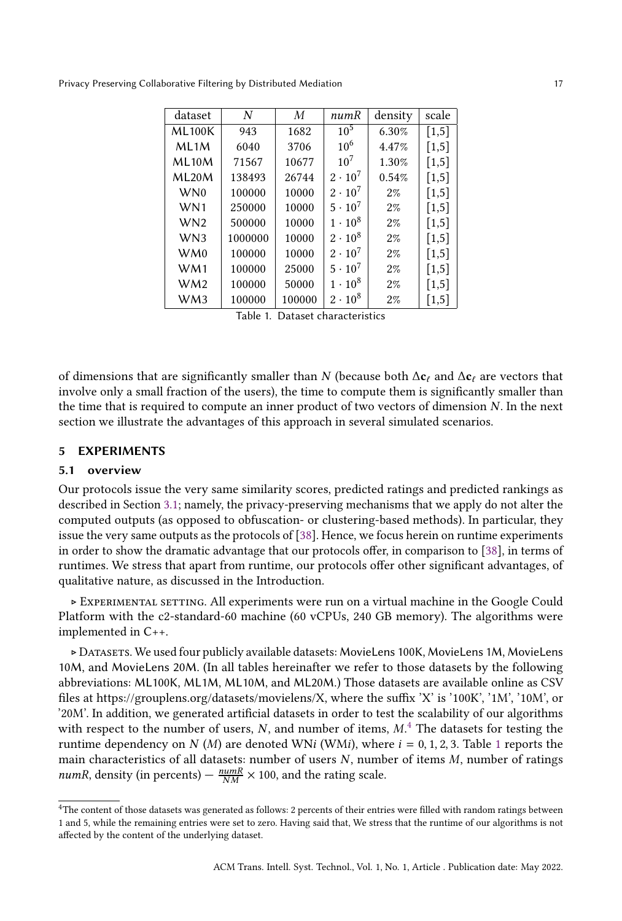| dataset | $N$ | $M$ | *numR* | density | scale |
|---|---|---|---|---|---|
| ML100K | 943 | 1682 | $10^5$ | 6.30% | [1,5] |
| ML1M | 6040 | 3706 | $10^6$ | 4.47% | [1,5] |
| ML10M | 71567 | 10677 | $10^7$ | 1.30% | [1,5] |
| ML20M | 138493 | 26744 | $2 \cdot 10^7$ | 0.54% | [1,5] |
| WN0 | 100000 | 10000 | $2 \cdot 10^7$ | 2% | [1,5] |
| WN1 | 250000 | 10000 | $5 \cdot 10^7$ | 2% | [1,5] |
| WN2 | 500000 | 10000 | $1 \cdot 10^8$ | 2% | [1,5] |
| WN3 | 1000000 | 10000 | $2 \cdot 10^8$ | 2% | [1,5] |
| WM0 | 100000 | 10000 | $2 \cdot 10^7$ | 2% | [1,5] |
| WM1 | 100000 | 25000 | $5 \cdot 10^7$ | 2% | [1,5] |
| WM2 | 100000 | 50000 | $1 \cdot 10^8$ | 2% | [1,5] |
| WM3 | 100000 | 100000 | $2 \cdot 10^8$ | 2% | [1,5] |

Table 1. Dataset characteristics

of dimensions that are significantly smaller than $N$ (because both $\Delta \mathbf{c}_\ell$ and $\Delta \mathbf{c}_\ell$ are vectors that involve only a small fraction of the users), the time to compute them is significantly smaller than the time that is required to compute an inner product of two vectors of dimension $N$. In the next section we illustrate the advantages of this approach in several simulated scenarios.

## 5 EXPERIMENTS

### 5.1 overview

Our protocols issue the very same similarity scores, predicted ratings and predicted rankings as described in Section 3.1; namely, the privacy-preserving mechanisms that we apply do not alter the computed outputs (as opposed to obfuscation- or clustering-based methods). In particular, they issue the very same outputs as the protocols of [38]. Hence, we focus herein on runtime experiments in order to show the dramatic advantage that our protocols offer, in comparison to [38], in terms of runtimes. We stress that apart from runtime, our protocols offer other significant advantages, of qualitative nature, as discussed in the Introduction.

▹ Experimental setting. All experiments were run on a virtual machine in the Google Could Platform with the c2-standard-60 machine (60 vCPUs, 240 GB memory). The algorithms were implemented in C++.

▹ Datasets. We used four publicly available datasets: MovieLens 100K, MovieLens 1M, MovieLens 10M, and MovieLens 20M. (In all tables hereinafter we refer to those datasets by the following abbreviations: ML100K, ML1M, ML10M, and ML20M.) Those datasets are available online as CSV files at https://grouplens.org/datasets/movielens/X, where the suffix 'X' is '100K', '1M', '10M', or '20M'. In addition, we generated artificial datasets in order to test the scalability of our algorithms with respect to the number of users, $N$, and number of items, $M$.[4] The datasets for testing the runtime dependency on $N$ ($M$) are denoted WN$i$ (WM$i$), where $i = 0, 1, 2, 3$. Table 1 reports the main characteristics of all datasets: number of users $N$, number of items $M$, number of ratings *numR*, density (in percents) — $\frac{numR}{NM} \times 100$, and the rating scale.

[4] The content of those datasets was generated as follows: 2 percents of their entries were filled with random ratings between 1 and 5, while the remaining entries were set to zero. Having said that, We stress that the runtime of our algorithms is not affected by the content of the underlying dataset.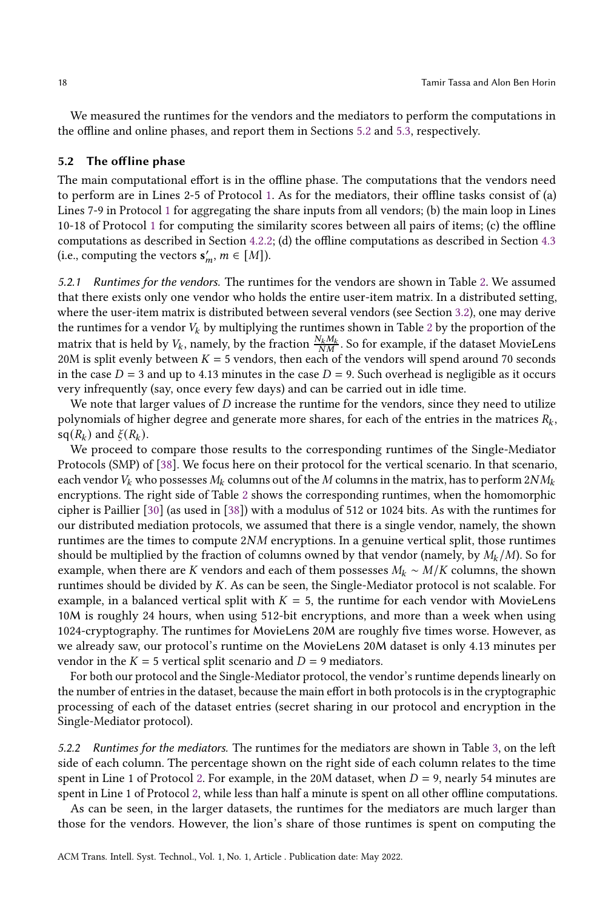We measured the runtimes for the vendors and the mediators to perform the computations in the offline and online phases, and report them in Sections 5.2 and 5.3, respectively.

### 5.2 The offline phase

The main computational effort is in the offline phase. The computations that the vendors need to perform are in Lines 2-5 of Protocol 1. As for the mediators, their offline tasks consist of (a) Lines 7-9 in Protocol 1 for aggregating the share inputs from all vendors; (b) the main loop in Lines 10-18 of Protocol 1 for computing the similarity scores between all pairs of items; (c) the offline computations as described in Section 4.2.2; (d) the offline computations as described in Section 4.3 (i.e., computing the vectors $\mathbf{s}'_m$, $m \in [M]$).

*5.2.1 Runtimes for the vendors.* The runtimes for the vendors are shown in Table 2. We assumed that there exists only one vendor who holds the entire user-item matrix. In a distributed setting, where the user-item matrix is distributed between several vendors (see Section 3.2), one may derive the runtimes for a vendor $V_k$ by multiplying the runtimes shown in Table 2 by the proportion of the matrix that is held by $V_k$, namely, by the fraction $\frac{N_k M_k}{NM}$. So for example, if the dataset MovieLens 20M is split evenly between $K = 5$ vendors, then each of the vendors will spend around 70 seconds in the case $D = 3$ and up to 4.13 minutes in the case $D = 9$. Such overhead is negligible as it occurs very infrequently (say, once every few days) and can be carried out in idle time.

We note that larger values of $D$ increase the runtime for the vendors, since they need to utilize polynomials of higher degree and generate more shares, for each of the entries in the matrices $R_k$, $\text{sq}(R_k)$ and $\xi(R_k)$.

We proceed to compare those results to the corresponding runtimes of the Single-Mediator Protocols (SMP) of [38]. We focus here on their protocol for the vertical scenario. In that scenario, each vendor $V_k$ who possesses $M_k$ columns out of the $M$ columns in the matrix, has to perform $2NM_k$ encryptions. The right side of Table 2 shows the corresponding runtimes, when the homomorphic cipher is Paillier [30] (as used in [38]) with a modulus of 512 or 1024 bits. As with the runtimes for our distributed mediation protocols, we assumed that there is a single vendor, namely, the shown runtimes are the times to compute $2NM$ encryptions. In a genuine vertical split, those runtimes should be multiplied by the fraction of columns owned by that vendor (namely, by $M_k/M$). So for example, when there are $K$ vendors and each of them possesses $M_k \sim M/K$ columns, the shown runtimes should be divided by $K$. As can be seen, the Single-Mediator protocol is not scalable. For example, in a balanced vertical split with $K = 5$, the runtime for each vendor with MovieLens 10M is roughly 24 hours, when using 512-bit encryptions, and more than a week when using 1024-cryptography. The runtimes for MovieLens 20M are roughly five times worse. However, as we already saw, our protocol's runtime on the MovieLens 20M dataset is only 4.13 minutes per vendor in the $K = 5$ vertical split scenario and $D = 9$ mediators.

For both our protocol and the Single-Mediator protocol, the vendor's runtime depends linearly on the number of entries in the dataset, because the main effort in both protocols is in the cryptographic processing of each of the dataset entries (secret sharing in our protocol and encryption in the Single-Mediator protocol).

*5.2.2 Runtimes for the mediators.* The runtimes for the mediators are shown in Table 3, on the left side of each column. The percentage shown on the right side of each column relates to the time spent in Line 1 of Protocol 2. For example, in the 20M dataset, when $D = 9$, nearly 54 minutes are spent in Line 1 of Protocol 2, while less than half a minute is spent on all other offline computations.

As can be seen, in the larger datasets, the runtimes for the mediators are much larger than those for the vendors. However, the lion's share of those runtimes is spent on computing the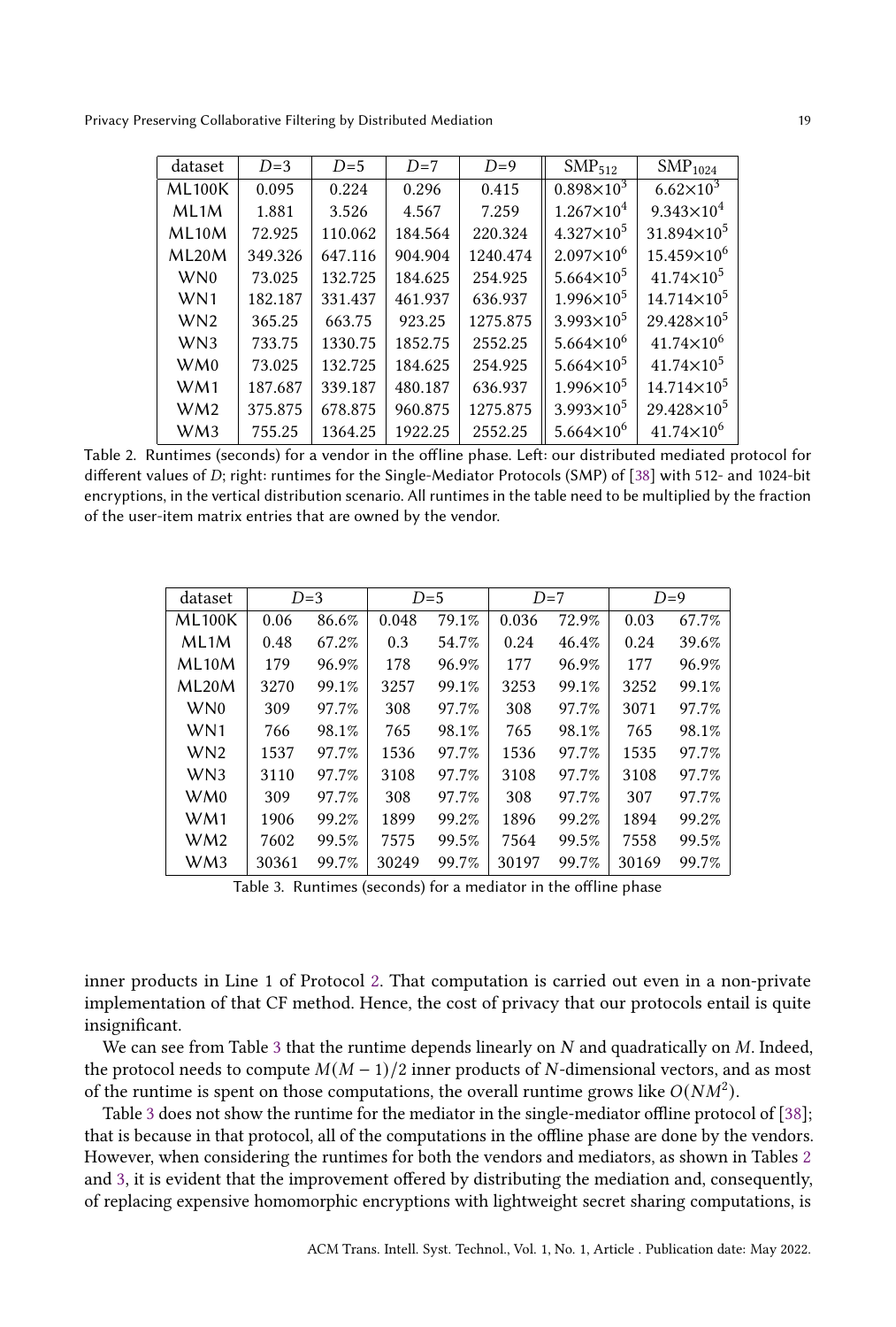| dataset | $D$=3 | $D$=5 | $D$=7 | $D$=9 | $\text{SMP}_{512}$ | $\text{SMP}_{1024}$ |
|---|---|---|---|---|---|---|
| ML100K | 0.095 | 0.224 | 0.296 | 0.415 | $0.898 \times 10^3$ | $6.62 \times 10^3$ |
| ML1M | 1.881 | 3.526 | 4.567 | 7.259 | $1.267 \times 10^4$ | $9.343 \times 10^4$ |
| ML10M | 72.925 | 110.062 | 184.564 | 220.324 | $4.327 \times 10^5$ | $31.894 \times 10^5$ |
| ML20M | 349.326 | 647.116 | 904.904 | 1240.474 | $2.097 \times 10^6$ | $15.459 \times 10^6$ |
| WN0 | 73.025 | 132.725 | 184.625 | 254.925 | $5.664 \times 10^5$ | $41.74 \times 10^5$ |
| WN1 | 182.187 | 331.437 | 461.937 | 636.937 | $1.996 \times 10^5$ | $14.714 \times 10^5$ |
| WN2 | 365.25 | 663.75 | 923.25 | 1275.875 | $3.993 \times 10^5$ | $29.428 \times 10^5$ |
| WN3 | 733.75 | 1330.75 | 1852.75 | 2552.25 | $5.664 \times 10^6$ | $41.74 \times 10^6$ |
| WM0 | 73.025 | 132.725 | 184.625 | 254.925 | $5.664 \times 10^5$ | $41.74 \times 10^5$ |
| WM1 | 187.687 | 339.187 | 480.187 | 636.937 | $1.996 \times 10^5$ | $14.714 \times 10^5$ |
| WM2 | 375.875 | 678.875 | 960.875 | 1275.875 | $3.993 \times 10^5$ | $29.428 \times 10^5$ |
| WM3 | 755.25 | 1364.25 | 1922.25 | 2552.25 | $5.664 \times 10^6$ | $41.74 \times 10^6$ |

Table 2. Runtimes (seconds) for a vendor in the offline phase. Left: our distributed mediated protocol for different values of $D$; right: runtimes for the Single-Mediator Protocols (SMP) of [38] with 512- and 1024-bit encryptions, in the vertical distribution scenario. All runtimes in the table need to be multiplied by the fraction of the user-item matrix entries that are owned by the vendor.

| dataset | $D$=3 | | $D$=5 | | $D$=7 | | $D$=9 | |
|---|---|---|---|---|---|---|---|---|
| ML100K | 0.06 | 86.6% | 0.048 | 79.1% | 0.036 | 72.9% | 0.03 | 67.7% |
| ML1M | 0.48 | 67.2% | 0.3 | 54.7% | 0.24 | 46.4% | 0.24 | 39.6% |
| ML10M | 179 | 96.9% | 178 | 96.9% | 177 | 96.9% | 177 | 96.9% |
| ML20M | 3270 | 99.1% | 3257 | 99.1% | 3253 | 99.1% | 3252 | 99.1% |
| WN0 | 309 | 97.7% | 308 | 97.7% | 308 | 97.7% | 3071 | 97.7% |
| WN1 | 766 | 98.1% | 765 | 98.1% | 765 | 98.1% | 765 | 98.1% |
| WN2 | 1537 | 97.7% | 1536 | 97.7% | 1536 | 97.7% | 1535 | 97.7% |
| WN3 | 3110 | 97.7% | 3108 | 97.7% | 3108 | 97.7% | 3108 | 97.7% |
| WM0 | 309 | 97.7% | 308 | 97.7% | 308 | 97.7% | 307 | 97.7% |
| WM1 | 1906 | 99.2% | 1899 | 99.2% | 1896 | 99.2% | 1894 | 99.2% |
| WM2 | 7602 | 99.5% | 7575 | 99.5% | 7564 | 99.5% | 7558 | 99.5% |
| WM3 | 30361 | 99.7% | 30249 | 99.7% | 30197 | 99.7% | 30169 | 99.7% |

Table 3. Runtimes (seconds) for a mediator in the offline phase

inner products in Line 1 of Protocol 2. That computation is carried out even in a non-private implementation of that CF method. Hence, the cost of privacy that our protocols entail is quite insignificant.

We can see from Table 3 that the runtime depends linearly on $N$ and quadratically on $M$. Indeed, the protocol needs to compute $M(M-1)/2$ inner products of $N$-dimensional vectors, and as most of the runtime is spent on those computations, the overall runtime grows like $O(NM^2)$.

Table 3 does not show the runtime for the mediator in the single-mediator offline protocol of [38]; that is because in that protocol, all of the computations in the offline phase are done by the vendors. However, when considering the runtimes for both the vendors and mediators, as shown in Tables 2 and 3, it is evident that the improvement offered by distributing the mediation and, consequently, of replacing expensive homomorphic encryptions with lightweight secret sharing computations, is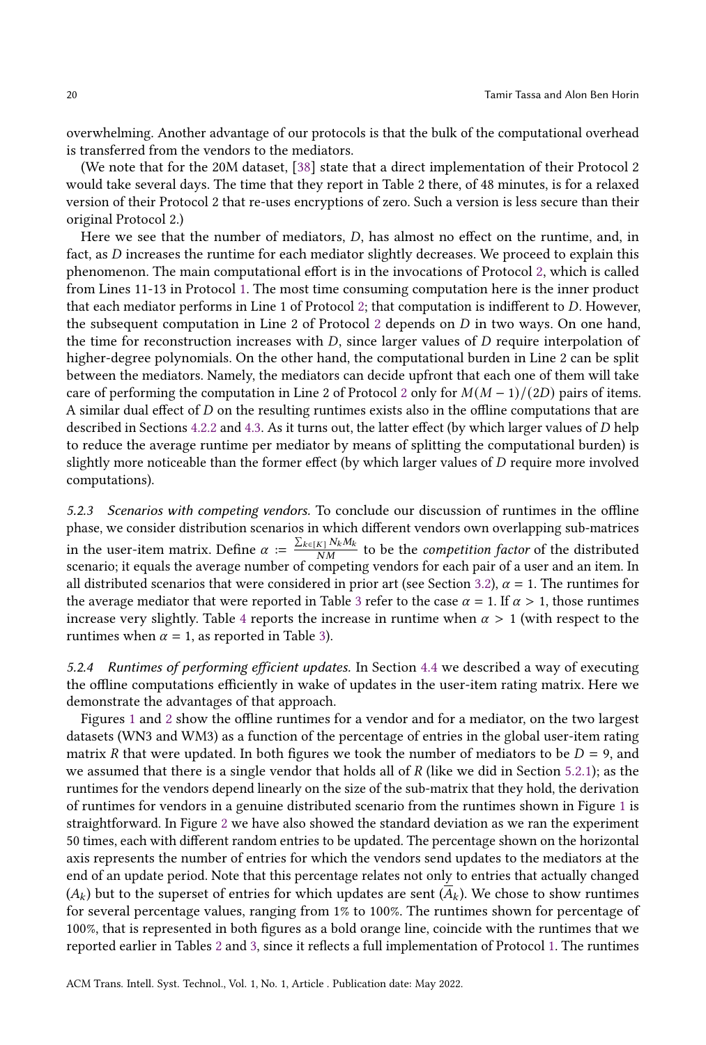overwhelming. Another advantage of our protocols is that the bulk of the computational overhead is transferred from the vendors to the mediators.

(We note that for the 20M dataset, [38] state that a direct implementation of their Protocol 2 would take several days. The time that they report in Table 2 there, of 48 minutes, is for a relaxed version of their Protocol 2 that re-uses encryptions of zero. Such a version is less secure than their original Protocol 2.)

Here we see that the number of mediators, $D$, has almost no effect on the runtime, and, in fact, as $D$ increases the runtime for each mediator slightly decreases. We proceed to explain this phenomenon. The main computational effort is in the invocations of Protocol 2, which is called from Lines 11-13 in Protocol 1. The most time consuming computation here is the inner product that each mediator performs in Line 1 of Protocol 2; that computation is indifferent to $D$. However, the subsequent computation in Line 2 of Protocol 2 depends on $D$ in two ways. On one hand, the time for reconstruction increases with $D$, since larger values of $D$ require interpolation of higher-degree polynomials. On the other hand, the computational burden in Line 2 can be split between the mediators. Namely, the mediators can decide upfront that each one of them will take care of performing the computation in Line 2 of Protocol 2 only for $M(M-1)/(2D)$ pairs of items. A similar dual effect of $D$ on the resulting runtimes exists also in the offline computations that are described in Sections 4.2.2 and 4.3. As it turns out, the latter effect (by which larger values of $D$ help to reduce the average runtime per mediator by means of splitting the computational burden) is slightly more noticeable than the former effect (by which larger values of $D$ require more involved computations).

### 5.2.3 Scenarios with competing vendors.

To conclude our discussion of runtimes in the offline phase, we consider distribution scenarios in which different vendors own overlapping sub-matrices in the user-item matrix. Define $\alpha := \frac{\sum_{k \in [K]} N_k M_k}{NM}$ to be the *competition factor* of the distributed scenario; it equals the average number of competing vendors for each pair of a user and an item. In all distributed scenarios that were considered in prior art (see Section 3.2), $\alpha = 1$. The runtimes for the average mediator that were reported in Table 3 refer to the case $\alpha = 1$. If $\alpha > 1$, those runtimes increase very slightly. Table 4 reports the increase in runtime when $\alpha > 1$ (with respect to the runtimes when $\alpha = 1$, as reported in Table 3).

### 5.2.4 Runtimes of performing efficient updates.

In Section 4.4 we described a way of executing the offline computations efficiently in wake of updates in the user-item rating matrix. Here we demonstrate the advantages of that approach.

Figures 1 and 2 show the offline runtimes for a vendor and for a mediator, on the two largest datasets (WN3 and WM3) as a function of the percentage of entries in the global user-item rating matrix $R$ that were updated. In both figures we took the number of mediators to be $D = 9$, and we assumed that there is a single vendor that holds all of $R$ (like we did in Section 5.2.1); as the runtimes for the vendors depend linearly on the size of the sub-matrix that they hold, the derivation of runtimes for vendors in a genuine distributed scenario from the runtimes shown in Figure 1 is straightforward. In Figure 2 we have also showed the standard deviation as we ran the experiment 50 times, each with different random entries to be updated. The percentage shown on the horizontal axis represents the number of entries for which the vendors send updates to the mediators at the end of an update period. Note that this percentage relates not only to entries that actually changed ($A_k$) but to the superset of entries for which updates are sent ($\overline{A_k}$). We chose to show runtimes for several percentage values, ranging from 1% to 100%. The runtimes shown for percentage of 100%, that is represented in both figures as a bold orange line, coincide with the runtimes that we reported earlier in Tables 2 and 3, since it reflects a full implementation of Protocol 1. The runtimes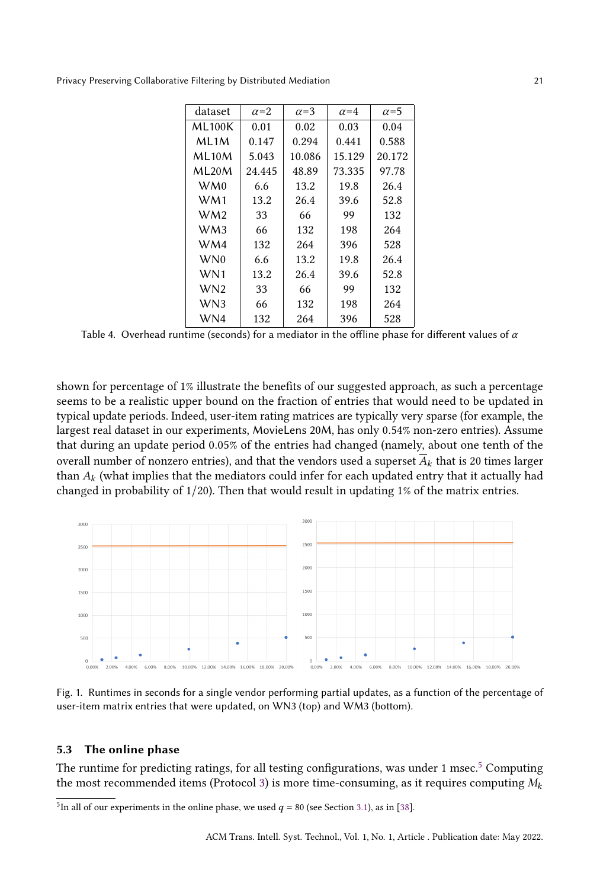| dataset | $\alpha$=2 | $\alpha$=3 | $\alpha$=4 | $\alpha$=5 |
|---|---|---|---|---|
| ML100K | 0.01 | 0.02 | 0.03 | 0.04 |
| ML1M | 0.147 | 0.294 | 0.441 | 0.588 |
| ML10M | 5.043 | 10.086 | 15.129 | 20.172 |
| ML20M | 24.445 | 48.89 | 73.335 | 97.78 |
| WM0 | 6.6 | 13.2 | 19.8 | 26.4 |
| WM1 | 13.2 | 26.4 | 39.6 | 52.8 |
| WM2 | 33 | 66 | 99 | 132 |
| WM3 | 66 | 132 | 198 | 264 |
| WM4 | 132 | 264 | 396 | 528 |
| WN0 | 6.6 | 13.2 | 19.8 | 26.4 |
| WN1 | 13.2 | 26.4 | 39.6 | 52.8 |
| WN2 | 33 | 66 | 99 | 132 |
| WN3 | 66 | 132 | 198 | 264 |
| WN4 | 132 | 264 | 396 | 528 |

Table 4. Overhead runtime (seconds) for a mediator in the offline phase for different values of $\alpha$

shown for percentage of 1% illustrate the benefits of our suggested approach, as such a percentage seems to be a realistic upper bound on the fraction of entries that would need to be updated in typical update periods. Indeed, user-item rating matrices are typically very sparse (for example, the largest real dataset in our experiments, MovieLens 20M, has only 0.54% non-zero entries). Assume that during an update period 0.05% of the entries had changed (namely, about one tenth of the overall number of nonzero entries), and that the vendors used a superset $\overline{A}_k$ that is 20 times larger than $A_k$ (what implies that the mediators could infer for each updated entry that it actually had changed in probability of 1/20). Then that would result in updating 1% of the matrix entries.

Fig. 1. Runtimes in seconds for a single vendor performing partial updates, as a function of the percentage of user-item matrix entries that were updated, on WN3 (top) and WM3 (bottom).

### 5.3 The online phase

The runtime for predicting ratings, for all testing configurations, was under 1 msec.[5] Computing the most recommended items (Protocol 3) is more time-consuming, as it requires computing $M_k$

[5] In all of our experiments in the online phase, we used $q = 80$ (see Section 3.1), as in [38].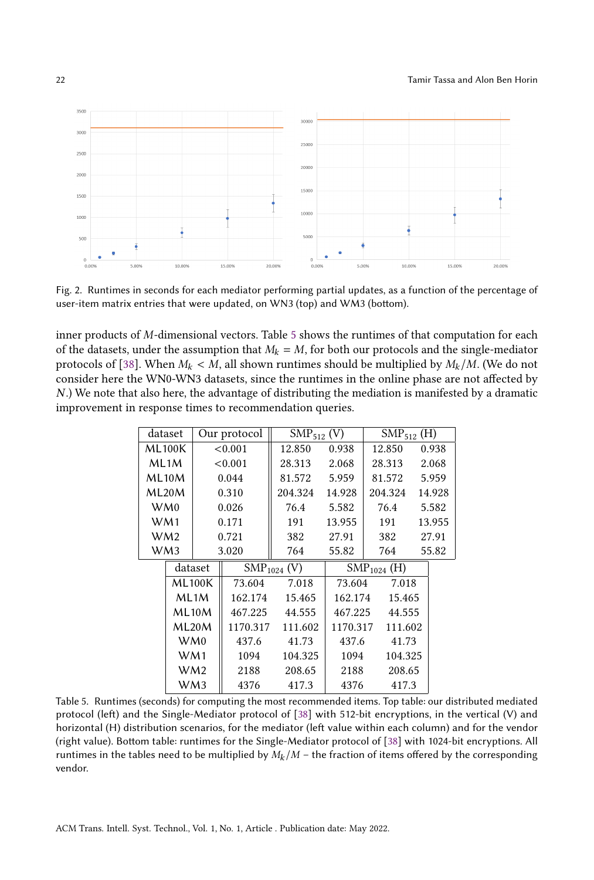Fig. 2. Runtimes in seconds for each mediator performing partial updates, as a function of the percentage of user-item matrix entries that were updated, on WN3 (top) and WM3 (bottom).

inner products of $M$-dimensional vectors. Table 5 shows the runtimes of that computation for each of the datasets, under the assumption that $M_k = M$, for both our protocols and the single-mediator protocols of [38]. When $M_k < M$, all shown runtimes should be multiplied by $M_k/M$. (We do not consider here the WN0-WN3 datasets, since the runtimes in the online phase are not affected by $N$.) We note that also here, the advantage of distributing the mediation is manifested by a dramatic improvement in response times to recommendation queries.

| dataset | Our protocol | $\text{SMP}_{512}$ (V) | | $\text{SMP}_{512}$ (H) | |
|---|---|---|---|---|---|
| ML100K | <0.001 | 12.850 | 0.938 | 12.850 | 0.938 |
| ML1M | <0.001 | 28.313 | 2.068 | 28.313 | 2.068 |
| ML10M | 0.044 | 81.572 | 5.959 | 81.572 | 5.959 |
| ML20M | 0.310 | 204.324 | 14.928 | 204.324 | 14.928 |
| WM0 | 0.026 | 76.4 | 5.582 | 76.4 | 5.582 |
| WM1 | 0.171 | 191 | 13.955 | 191 | 13.955 |
| WM2 | 0.721 | 382 | 27.91 | 382 | 27.91 |
| WM3 | 3.020 | 764 | 55.82 | 764 | 55.82 |

| dataset | $\text{SMP}_{1024}$ (V) | | $\text{SMP}_{1024}$ (H) | |
|---|---|---|---|---|
| ML100K | 73.604 | 7.018 | 73.604 | 7.018 |
| ML1M | 162.174 | 15.465 | 162.174 | 15.465 |
| ML10M | 467.225 | 44.555 | 467.225 | 44.555 |
| ML20M | 1170.317 | 111.602 | 1170.317 | 111.602 |
| WM0 | 437.6 | 41.73 | 437.6 | 41.73 |
| WM1 | 1094 | 104.325 | 1094 | 104.325 |
| WM2 | 2188 | 208.65 | 2188 | 208.65 |
| WM3 | 4376 | 417.3 | 4376 | 417.3 |

Table 5. Runtimes (seconds) for computing the most recommended items. Top table: our distributed mediated protocol (left) and the Single-Mediator protocol of [38] with 512-bit encryptions, in the vertical (V) and horizontal (H) distribution scenarios, for the mediator (left value within each column) and for the vendor (right value). Bottom table: runtimes for the Single-Mediator protocol of [38] with 1024-bit encryptions. All runtimes in the tables need to be multiplied by $M_k/M$ – the fraction of items offered by the corresponding vendor.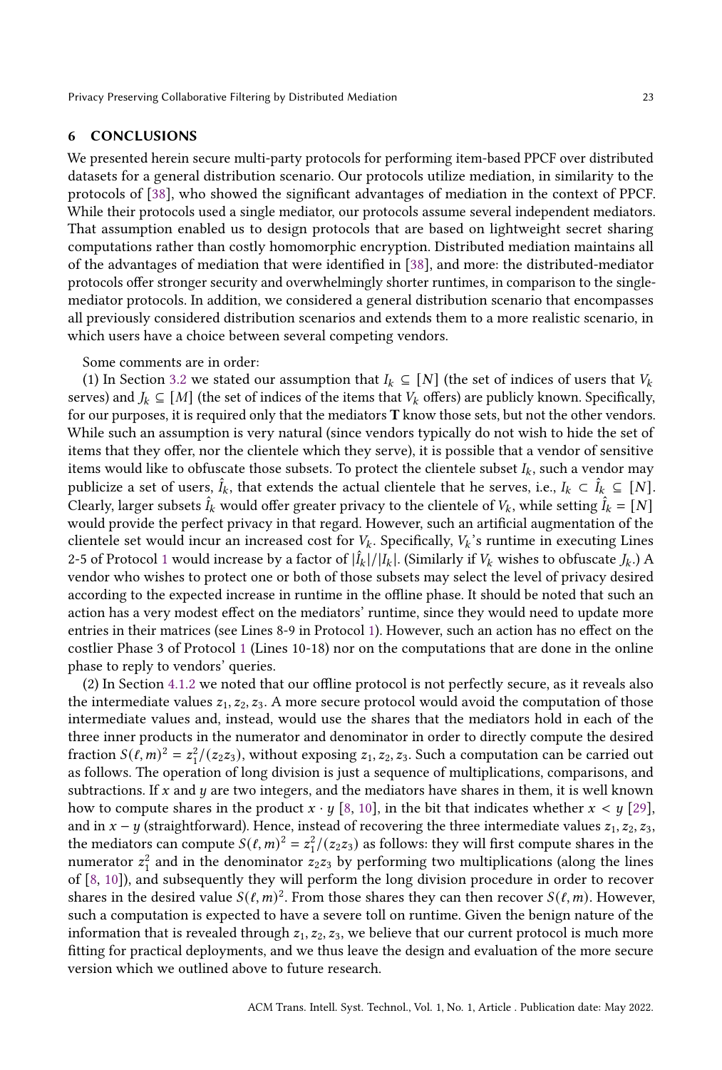## 6 CONCLUSIONS

We presented herein secure multi-party protocols for performing item-based PPCF over distributed datasets for a general distribution scenario. Our protocols utilize mediation, in similarity to the protocols of [38], who showed the significant advantages of mediation in the context of PPCF. While their protocols used a single mediator, our protocols assume several independent mediators. That assumption enabled us to design protocols that are based on lightweight secret sharing computations rather than costly homomorphic encryption. Distributed mediation maintains all of the advantages of mediation that were identified in [38], and more: the distributed-mediator protocols offer stronger security and overwhelmingly shorter runtimes, in comparison to the single-mediator protocols. In addition, we considered a general distribution scenario that encompasses all previously considered distribution scenarios and extends them to a more realistic scenario, in which users have a choice between several competing vendors.

Some comments are in order:

(1) In Section 3.2 we stated our assumption that $I_k \subseteq [N]$ (the set of indices of users that $V_k$ serves) and $J_k \subseteq [M]$ (the set of indices of the items that $V_k$ offers) are publicly known. Specifically, for our purposes, it is required only that the mediators **T** know those sets, but not the other vendors. While such an assumption is very natural (since vendors typically do not wish to hide the set of items that they offer, nor the clientele which they serve), it is possible that a vendor of sensitive items would like to obfuscate those subsets. To protect the clientele subset $I_k$, such a vendor may publicize a set of users, $\hat{I}_k$, that extends the actual clientele that he serves, i.e., $I_k \subset \hat{I}_k \subseteq [N]$. Clearly, larger subsets $\hat{I}_k$ would offer greater privacy to the clientele of $V_k$, while setting $\hat{I}_k = [N]$ would provide the perfect privacy in that regard. However, such an artificial augmentation of the clientele set would incur an increased cost for $V_k$. Specifically, $V_k$'s runtime in executing Lines 2-5 of Protocol 1 would increase by a factor of $|\hat{I}_k|/|I_k|$. (Similarly if $V_k$ wishes to obfuscate $J_k$.) A vendor who wishes to protect one or both of those subsets may select the level of privacy desired according to the expected increase in runtime in the offline phase. It should be noted that such an action has a very modest effect on the mediators' runtime, since they would need to update more entries in their matrices (see Lines 8-9 in Protocol 1). However, such an action has no effect on the costlier Phase 3 of Protocol 1 (Lines 10-18) nor on the computations that are done in the online phase to reply to vendors' queries.

(2) In Section 4.1.2 we noted that our offline protocol is not perfectly secure, as it reveals also the intermediate values $z_1, z_2, z_3$. A more secure protocol would avoid the computation of those intermediate values and, instead, would use the shares that the mediators hold in each of the three inner products in the numerator and denominator in order to directly compute the desired fraction $S(\ell, m)^2 = z_1^2/(z_2 z_3)$, without exposing $z_1, z_2, z_3$. Such a computation can be carried out as follows. The operation of long division is just a sequence of multiplications, comparisons, and subtractions. If $x$ and $y$ are two integers, and the mediators have shares in them, it is well known how to compute shares in the product $x \cdot y$ [8, 10], in the bit that indicates whether $x < y$ [29], and in $x - y$ (straightforward). Hence, instead of recovering the three intermediate values $z_1, z_2, z_3$, the mediators can compute $S(\ell, m)^2 = z_1^2/(z_2 z_3)$ as follows: they will first compute shares in the numerator $z_1^2$ and in the denominator $z_2 z_3$ by performing two multiplications (along the lines of [8, 10]), and subsequently they will perform the long division procedure in order to recover shares in the desired value $S(\ell, m)^2$. From those shares they can then recover $S(\ell, m)$. However, such a computation is expected to have a severe toll on runtime. Given the benign nature of the information that is revealed through $z_1, z_2, z_3$, we believe that our current protocol is much more fitting for practical deployments, and we thus leave the design and evaluation of the more secure version which we outlined above to future research.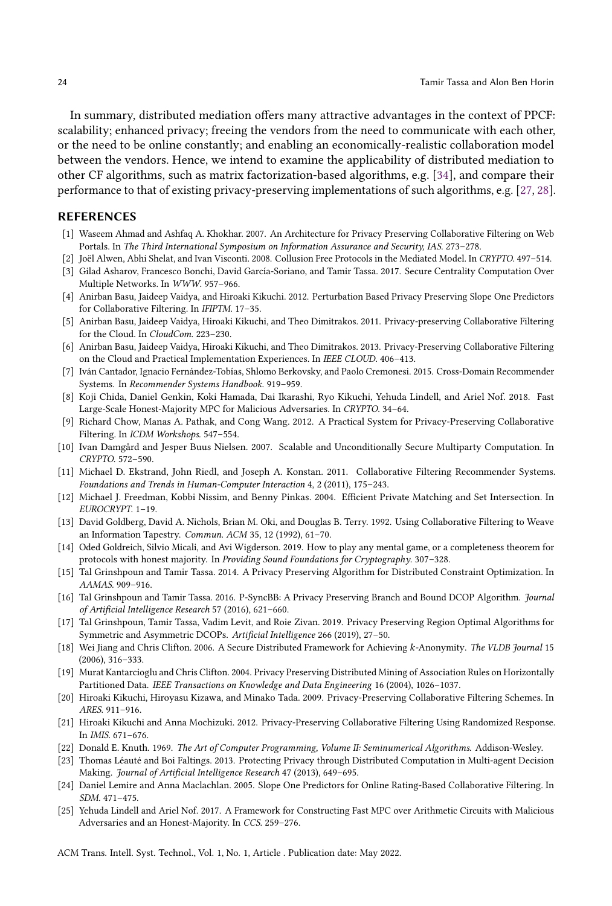In summary, distributed mediation offers many attractive advantages in the context of PPCF: scalability; enhanced privacy; freeing the vendors from the need to communicate with each other, or the need to be online constantly; and enabling an economically-realistic collaboration model between the vendors. Hence, we intend to examine the applicability of distributed mediation to other CF algorithms, such as matrix factorization-based algorithms, e.g. [34], and compare their performance to that of existing privacy-preserving implementations of such algorithms, e.g. [27, 28].

## REFERENCES

- [1] Waseem Ahmad and Ashfaq A. Khokhar. 2007. An Architecture for Privacy Preserving Collaborative Filtering on Web Portals. In *The Third International Symposium on Information Assurance and Security, IAS*. 273–278.
- [2] Joël Alwen, Abhi Shelat, and Ivan Visconti. 2008. Collusion Free Protocols in the Mediated Model. In *CRYPTO*. 497–514.
- [3] Gilad Asharov, Francesco Bonchi, David García-Soriano, and Tamir Tassa. 2017. Secure Centrality Computation Over Multiple Networks. In *WWW*. 957–966.
- [4] Anirban Basu, Jaideep Vaidya, and Hiroaki Kikuchi. 2012. Perturbation Based Privacy Preserving Slope One Predictors for Collaborative Filtering. In *IFIPTM*. 17–35.
- [5] Anirban Basu, Jaideep Vaidya, Hiroaki Kikuchi, and Theo Dimitrakos. 2011. Privacy-preserving Collaborative Filtering for the Cloud. In *CloudCom*. 223–230.
- [6] Anirban Basu, Jaideep Vaidya, Hiroaki Kikuchi, and Theo Dimitrakos. 2013. Privacy-Preserving Collaborative Filtering on the Cloud and Practical Implementation Experiences. In *IEEE CLOUD*. 406–413.
- [7] Iván Cantador, Ignacio Fernández-Tobías, Shlomo Berkovsky, and Paolo Cremonesi. 2015. Cross-Domain Recommender Systems. In *Recommender Systems Handbook*. 919–959.
- [8] Koji Chida, Daniel Genkin, Koki Hamada, Dai Ikarashi, Ryo Kikuchi, Yehuda Lindell, and Ariel Nof. 2018. Fast Large-Scale Honest-Majority MPC for Malicious Adversaries. In *CRYPTO*. 34–64.
- [9] Richard Chow, Manas A. Pathak, and Cong Wang. 2012. A Practical System for Privacy-Preserving Collaborative Filtering. In *ICDM Workshops*. 547–554.
- [10] Ivan Damgård and Jesper Buus Nielsen. 2007. Scalable and Unconditionally Secure Multiparty Computation. In *CRYPTO*. 572–590.
- [11] Michael D. Ekstrand, John Riedl, and Joseph A. Konstan. 2011. Collaborative Filtering Recommender Systems. *Foundations and Trends in Human-Computer Interaction* 4, 2 (2011), 175–243.
- [12] Michael J. Freedman, Kobbi Nissim, and Benny Pinkas. 2004. Efficient Private Matching and Set Intersection. In *EUROCRYPT*. 1–19.
- [13] David Goldberg, David A. Nichols, Brian M. Oki, and Douglas B. Terry. 1992. Using Collaborative Filtering to Weave an Information Tapestry. *Commun. ACM* 35, 12 (1992), 61–70.
- [14] Oded Goldreich, Silvio Micali, and Avi Wigderson. 2019. How to play any mental game, or a completeness theorem for protocols with honest majority. In *Providing Sound Foundations for Cryptography*. 307–328.
- [15] Tal Grinshpoun and Tamir Tassa. 2014. A Privacy Preserving Algorithm for Distributed Constraint Optimization. In *AAMAS*. 909–916.
- [16] Tal Grinshpoun and Tamir Tassa. 2016. P-SyncBB: A Privacy Preserving Branch and Bound DCOP Algorithm. *Journal of Artificial Intelligence Research* 57 (2016), 621–660.
- [17] Tal Grinshpoun, Tamir Tassa, Vadim Levit, and Roie Zivan. 2019. Privacy Preserving Region Optimal Algorithms for Symmetric and Asymmetric DCOPs. *Artificial Intelligence* 266 (2019), 27–50.
- [18] Wei Jiang and Chris Clifton. 2006. A Secure Distributed Framework for Achieving $k$-Anonymity. *The VLDB Journal* 15 (2006), 316–333.
- [19] Murat Kantarcioglu and Chris Clifton. 2004. Privacy Preserving Distributed Mining of Association Rules on Horizontally Partitioned Data. *IEEE Transactions on Knowledge and Data Engineering* 16 (2004), 1026–1037.
- [20] Hiroaki Kikuchi, Hiroyasu Kizawa, and Minako Tada. 2009. Privacy-Preserving Collaborative Filtering Schemes. In *ARES*. 911–916.
- [21] Hiroaki Kikuchi and Anna Mochizuki. 2012. Privacy-Preserving Collaborative Filtering Using Randomized Response. In *IMIS*. 671–676.
- [22] Donald E. Knuth. 1969. *The Art of Computer Programming, Volume II: Seminumerical Algorithms.* Addison-Wesley.
- [23] Thomas Léauté and Boi Faltings. 2013. Protecting Privacy through Distributed Computation in Multi-agent Decision Making. *Journal of Artificial Intelligence Research* 47 (2013), 649–695.
- [24] Daniel Lemire and Anna Maclachlan. 2005. Slope One Predictors for Online Rating-Based Collaborative Filtering. In *SDM*. 471–475.
- [25] Yehuda Lindell and Ariel Nof. 2017. A Framework for Constructing Fast MPC over Arithmetic Circuits with Malicious Adversaries and an Honest-Majority. In *CCS*. 259–276.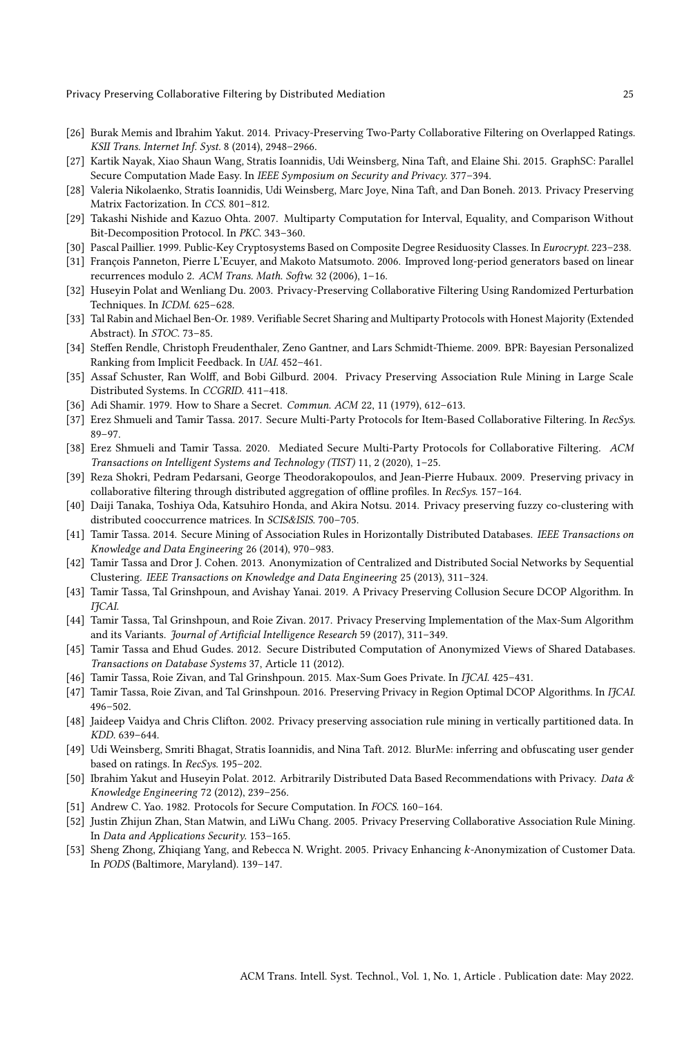- [26] Burak Memis and Ibrahim Yakut. 2014. Privacy-Preserving Two-Party Collaborative Filtering on Overlapped Ratings. *KSII Trans. Internet Inf. Syst.* 8 (2014), 2948–2966.
- [27] Kartik Nayak, Xiao Shaun Wang, Stratis Ioannidis, Udi Weinsberg, Nina Taft, and Elaine Shi. 2015. GraphSC: Parallel Secure Computation Made Easy. In *IEEE Symposium on Security and Privacy*. 377–394.
- [28] Valeria Nikolaenko, Stratis Ioannidis, Udi Weinsberg, Marc Joye, Nina Taft, and Dan Boneh. 2013. Privacy Preserving Matrix Factorization. In *CCS*. 801–812.
- [29] Takashi Nishide and Kazuo Ohta. 2007. Multiparty Computation for Interval, Equality, and Comparison Without Bit-Decomposition Protocol. In *PKC*. 343–360.
- [30] Pascal Paillier. 1999. Public-Key Cryptosystems Based on Composite Degree Residuosity Classes. In *Eurocrypt*. 223–238.
- [31] François Panneton, Pierre L'Ecuyer, and Makoto Matsumoto. 2006. Improved long-period generators based on linear recurrences modulo 2. *ACM Trans. Math. Softw.* 32 (2006), 1–16.
- [32] Huseyin Polat and Wenliang Du. 2003. Privacy-Preserving Collaborative Filtering Using Randomized Perturbation Techniques. In *ICDM*. 625–628.
- [33] Tal Rabin and Michael Ben-Or. 1989. Verifiable Secret Sharing and Multiparty Protocols with Honest Majority (Extended Abstract). In *STOC*. 73–85.
- [34] Steffen Rendle, Christoph Freudenthaler, Zeno Gantner, and Lars Schmidt-Thieme. 2009. BPR: Bayesian Personalized Ranking from Implicit Feedback. In *UAI*. 452–461.
- [35] Assaf Schuster, Ran Wolff, and Bobi Gilburd. 2004. Privacy Preserving Association Rule Mining in Large Scale Distributed Systems. In *CCGRID*. 411–418.
- [36] Adi Shamir. 1979. How to Share a Secret. *Commun. ACM* 22, 11 (1979), 612–613.
- [37] Erez Shmueli and Tamir Tassa. 2017. Secure Multi-Party Protocols for Item-Based Collaborative Filtering. In *RecSys*. 89–97.
- [38] Erez Shmueli and Tamir Tassa. 2020. Mediated Secure Multi-Party Protocols for Collaborative Filtering. *ACM Transactions on Intelligent Systems and Technology (TIST)* 11, 2 (2020), 1–25.
- [39] Reza Shokri, Pedram Pedarsani, George Theodorakopoulos, and Jean-Pierre Hubaux. 2009. Preserving privacy in collaborative filtering through distributed aggregation of offline profiles. In *RecSys*. 157–164.
- [40] Daiji Tanaka, Toshiya Oda, Katsuhiro Honda, and Akira Notsu. 2014. Privacy preserving fuzzy co-clustering with distributed cooccurrence matrices. In *SCIS&ISIS*. 700–705.
- [41] Tamir Tassa. 2014. Secure Mining of Association Rules in Horizontally Distributed Databases. *IEEE Transactions on Knowledge and Data Engineering* 26 (2014), 970–983.
- [42] Tamir Tassa and Dror J. Cohen. 2013. Anonymization of Centralized and Distributed Social Networks by Sequential Clustering. *IEEE Transactions on Knowledge and Data Engineering* 25 (2013), 311–324.
- [43] Tamir Tassa, Tal Grinshpoun, and Avishay Yanai. 2019. A Privacy Preserving Collusion Secure DCOP Algorithm. In *IJCAI*.
- [44] Tamir Tassa, Tal Grinshpoun, and Roie Zivan. 2017. Privacy Preserving Implementation of the Max-Sum Algorithm and its Variants. *Journal of Artificial Intelligence Research* 59 (2017), 311–349.
- [45] Tamir Tassa and Ehud Gudes. 2012. Secure Distributed Computation of Anonymized Views of Shared Databases. *Transactions on Database Systems* 37, Article 11 (2012).
- [46] Tamir Tassa, Roie Zivan, and Tal Grinshpoun. 2015. Max-Sum Goes Private. In *IJCAI*. 425–431.
- [47] Tamir Tassa, Roie Zivan, and Tal Grinshpoun. 2016. Preserving Privacy in Region Optimal DCOP Algorithms. In *IJCAI*. 496–502.
- [48] Jaideep Vaidya and Chris Clifton. 2002. Privacy preserving association rule mining in vertically partitioned data. In *KDD*. 639–644.
- [49] Udi Weinsberg, Smriti Bhagat, Stratis Ioannidis, and Nina Taft. 2012. BlurMe: inferring and obfuscating user gender based on ratings. In *RecSys*. 195–202.
- [50] Ibrahim Yakut and Huseyin Polat. 2012. Arbitrarily Distributed Data Based Recommendations with Privacy. *Data & Knowledge Engineering* 72 (2012), 239–256.
- [51] Andrew C. Yao. 1982. Protocols for Secure Computation. In *FOCS*. 160–164.
- [52] Justin Zhijun Zhan, Stan Matwin, and LiWu Chang. 2005. Privacy Preserving Collaborative Association Rule Mining. In *Data and Applications Security*. 153–165.
- [53] Sheng Zhong, Zhiqiang Yang, and Rebecca N. Wright. 2005. Privacy Enhancing $k$-Anonymization of Customer Data. In *PODS* (Baltimore, Maryland). 139–147.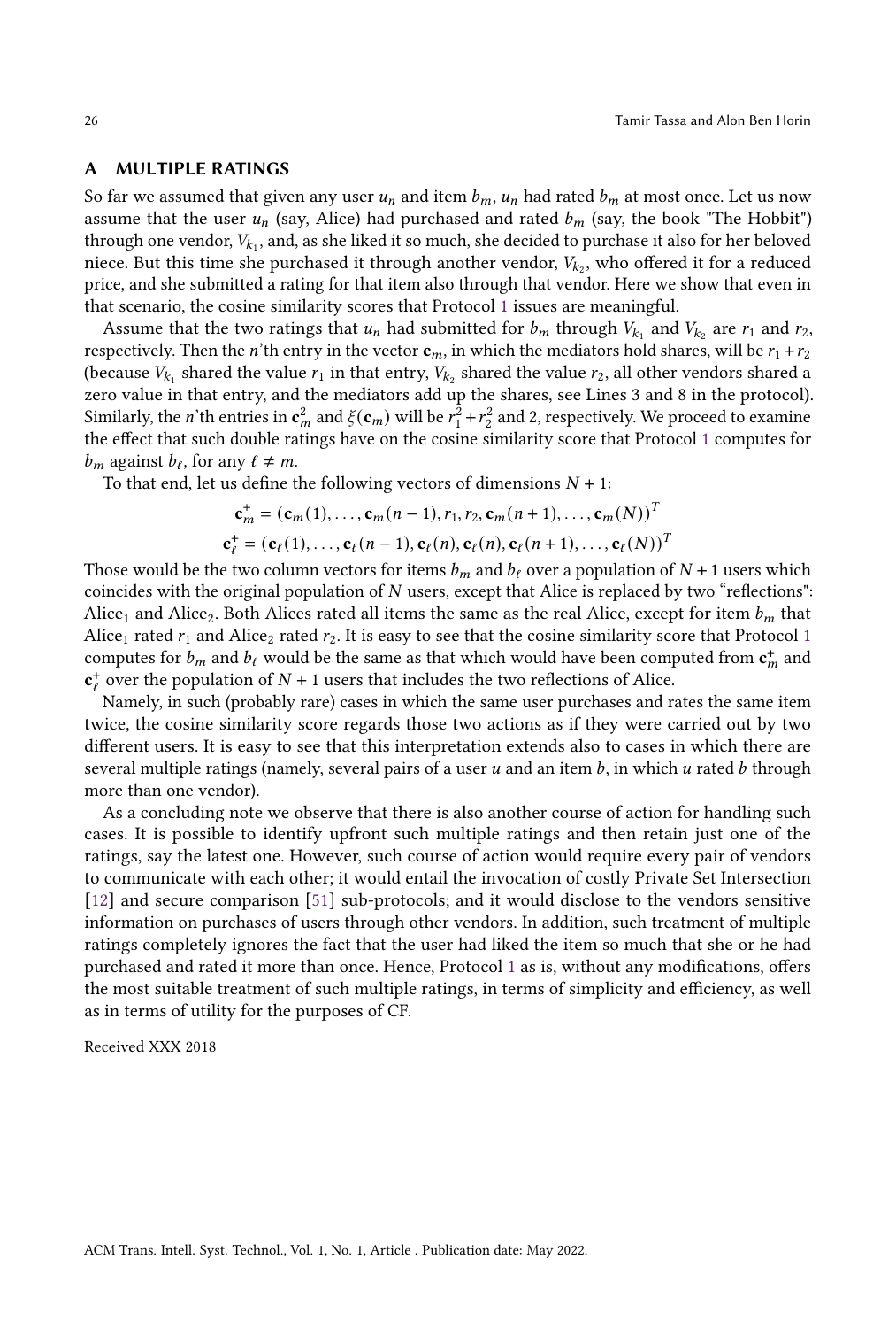## A MULTIPLE RATINGS

So far we assumed that given any user $u_n$ and item $b_m$, $u_n$ had rated $b_m$ at most once. Let us now assume that the user $u_n$ (say, Alice) had purchased and rated $b_m$ (say, the book "The Hobbit") through one vendor, $V_{k_1}$, and, as she liked it so much, she decided to purchase it also for her beloved niece. But this time she purchased it through another vendor, $V_{k_2}$, who offered it for a reduced price, and she submitted a rating for that item also through that vendor. Here we show that even in that scenario, the cosine similarity scores that Protocol 1 issues are meaningful.

Assume that the two ratings that $u_n$ had submitted for $b_m$ through $V_{k_1}$ and $V_{k_2}$ are $r_1$ and $r_2$, respectively. Then the $n$'th entry in the vector $\mathbf{c}_m$, in which the mediators hold shares, will be $r_1 + r_2$ (because $V_{k_1}$ shared the value $r_1$ in that entry, $V_{k_2}$ shared the value $r_2$, all other vendors shared a zero value in that entry, and the mediators add up the shares, see Lines 3 and 8 in the protocol). Similarly, the $n$'th entries in $\mathbf{c}_m^2$ and $\xi(\mathbf{c}_m)$ will be $r_1^2 + r_2^2$ and 2, respectively. We proceed to examine the effect that such double ratings have on the cosine similarity score that Protocol 1 computes for $b_m$ against $b_\ell$, for any $\ell \neq m$.

To that end, let us define the following vectors of dimensions $N + 1$:

$$\mathbf{c}_m^+ = (\mathbf{c}_m(1), \ldots, \mathbf{c}_m(n-1), r_1, r_2, \mathbf{c}_m(n+1), \ldots, \mathbf{c}_m(N))^T$$

$$\mathbf{c}_\ell^+ = (\mathbf{c}_\ell(1), \ldots, \mathbf{c}_\ell(n-1), \mathbf{c}_\ell(n), \mathbf{c}_\ell(n), \mathbf{c}_\ell(n+1), \ldots, \mathbf{c}_\ell(N))^T$$

Those would be the two column vectors for items $b_m$ and $b_\ell$ over a population of $N + 1$ users which coincides with the original population of $N$ users, except that Alice is replaced by two "reflections": Alice$_1$ and Alice$_2$. Both Alices rated all items the same as the real Alice, except for item $b_m$ that Alice$_1$ rated $r_1$ and Alice$_2$ rated $r_2$. It is easy to see that the cosine similarity score that Protocol 1 computes for $b_m$ and $b_\ell$ would be the same as that which would have been computed from $\mathbf{c}_m^+$ and $\mathbf{c}_\ell^+$ over the population of $N + 1$ users that includes the two reflections of Alice.

Namely, in such (probably rare) cases in which the same user purchases and rates the same item twice, the cosine similarity score regards those two actions as if they were carried out by two different users. It is easy to see that this interpretation extends also to cases in which there are several multiple ratings (namely, several pairs of a user $u$ and an item $b$, in which $u$ rated $b$ through more than one vendor).

As a concluding note we observe that there is also another course of action for handling such cases. It is possible to identify upfront such multiple ratings and then retain just one of the ratings, say the latest one. However, such course of action would require every pair of vendors to communicate with each other; it would entail the invocation of costly Private Set Intersection [12] and secure comparison [51] sub-protocols; and it would disclose to the vendors sensitive information on purchases of users through other vendors. In addition, such treatment of multiple ratings completely ignores the fact that the user had liked the item so much that she or he had purchased and rated it more than once. Hence, Protocol 1 as is, without any modifications, offers the most suitable treatment of such multiple ratings, in terms of simplicity and efficiency, as well as in terms of utility for the purposes of CF.

Received XXX 2018